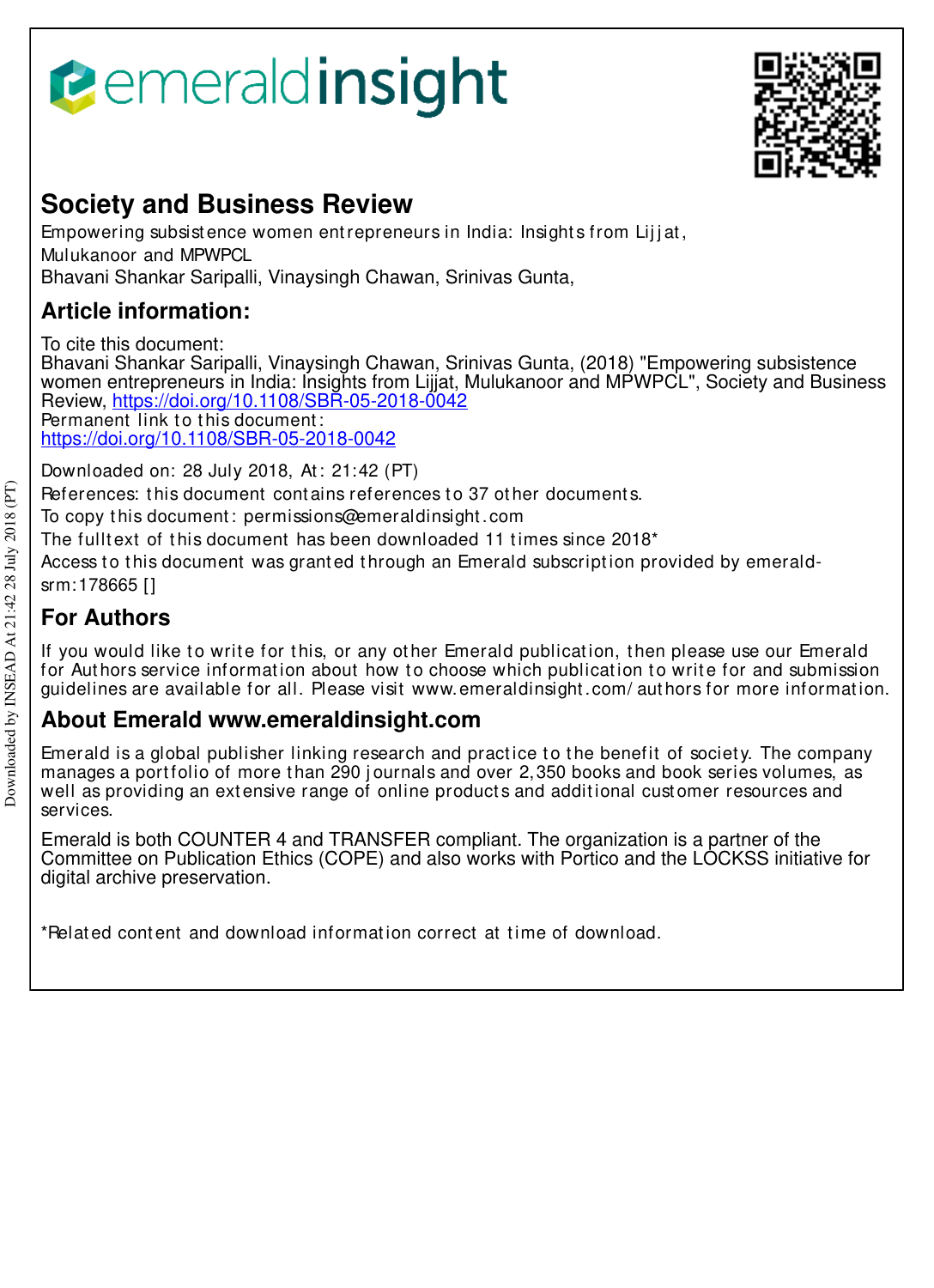emeraldinsight

# Society and Business Review

Empowering subsistence women entrepreneurs in India: Insights from Lijjat, Mulukanoor and MPWPCL
Bhavani Shankar Saripalli, Vinaysingh Chawan, Srinivas Gunta,

## Article information:

To cite this document:
Bhavani Shankar Saripalli, Vinaysingh Chawan, Srinivas Gunta, (2018) "Empowering subsistence women entrepreneurs in India: Insights from Lijjat, Mulukanoor and MPWPCL", Society and Business Review, https://doi.org/10.1108/SBR-05-2018-0042
Permanent link to this document:
https://doi.org/10.1108/SBR-05-2018-0042

Downloaded on: 28 July 2018, At: 21:42 (PT)
References: this document contains references to 37 other documents.
To copy this document: permissions@emeraldinsight.com
The fulltext of this document has been downloaded 11 times since 2018*
Access to this document was granted through an Emerald subscription provided by emerald-srm:178665 []

## For Authors

If you would like to write for this, or any other Emerald publication, then please use our Emerald for Authors service information about how to choose which publication to write for and submission guidelines are available for all. Please visit www.emeraldinsight.com/authors for more information.

## About Emerald www.emeraldinsight.com

Emerald is a global publisher linking research and practice to the benefit of society. The company manages a portfolio of more than 290 journals and over 2,350 books and book series volumes, as well as providing an extensive range of online products and additional customer resources and services.

Emerald is both COUNTER 4 and TRANSFER compliant. The organization is a partner of the Committee on Publication Ethics (COPE) and also works with Portico and the LOCKSS initiative for digital archive preservation.

*Related content and download information correct at time of download.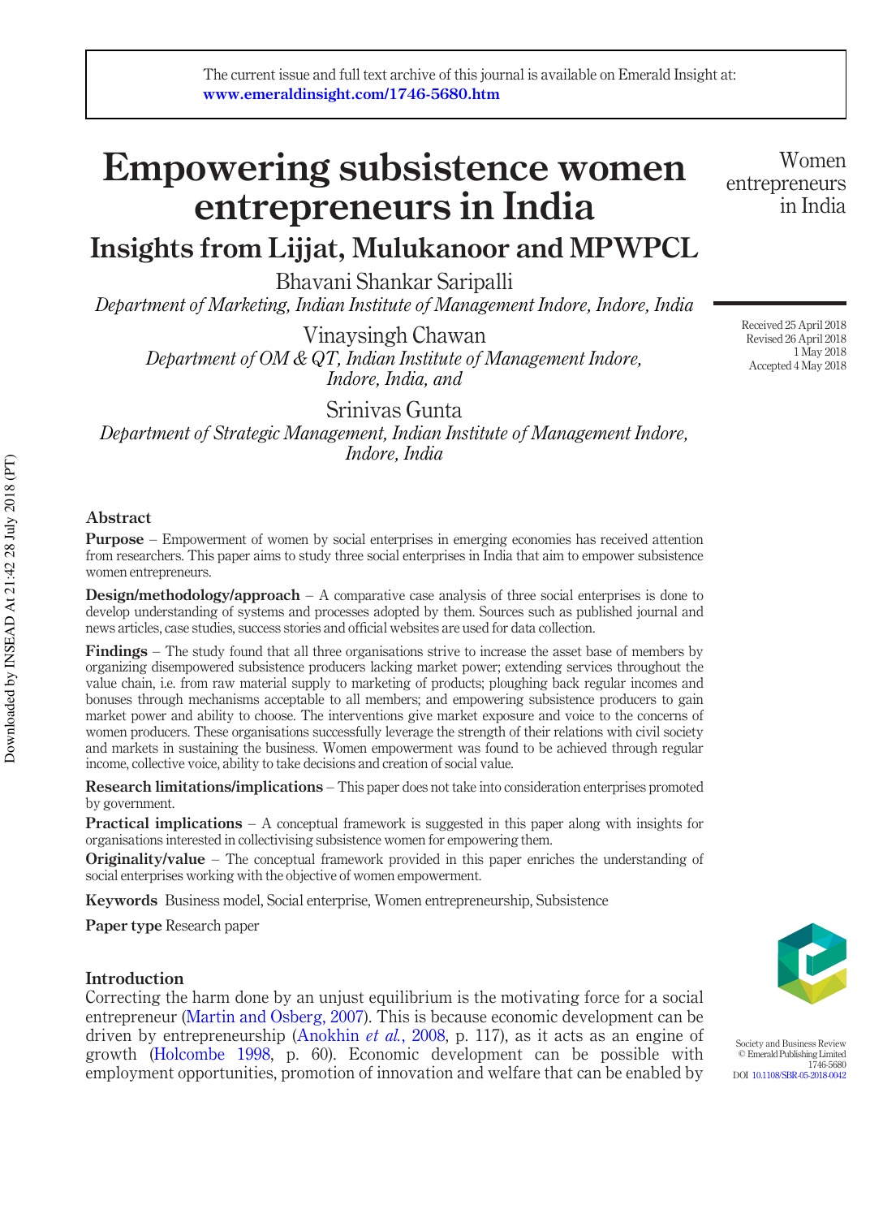# Empowering subsistence women entrepreneurs in India

## Insights from Lijjat, Mulukanoor and MPWPCL

Bhavani Shankar Saripalli
*Department of Marketing, Indian Institute of Management Indore, Indore, India*

Vinaysingh Chawan
*Department of OM & QT, Indian Institute of Management Indore, Indore, India, and*

Srinivas Gunta
*Department of Strategic Management, Indian Institute of Management Indore, Indore, India*

Received 25 April 2018
Revised 26 April 2018
1 May 2018
Accepted 4 May 2018

### Abstract

**Purpose** – Empowerment of women by social enterprises in emerging economies has received attention from researchers. This paper aims to study three social enterprises in India that aim to empower subsistence women entrepreneurs.

**Design/methodology/approach** – A comparative case analysis of three social enterprises is done to develop understanding of systems and processes adopted by them. Sources such as published journal and news articles, case studies, success stories and official websites are used for data collection.

**Findings** – The study found that all three organisations strive to increase the asset base of members by organizing disempowered subsistence producers lacking market power; extending services throughout the value chain, i.e. from raw material supply to marketing of products; ploughing back regular incomes and bonuses through mechanisms acceptable to all members; and empowering subsistence producers to gain market power and ability to choose. The interventions give market exposure and voice to the concerns of women producers. These organisations successfully leverage the strength of their relations with civil society and markets in sustaining the business. Women empowerment was found to be achieved through regular income, collective voice, ability to take decisions and creation of social value.

**Research limitations/implications** – This paper does not take into consideration enterprises promoted by government.

**Practical implications** – A conceptual framework is suggested in this paper along with insights for organisations interested in collectivising subsistence women for empowering them.

**Originality/value** – The conceptual framework provided in this paper enriches the understanding of social enterprises working with the objective of women empowerment.

**Keywords** Business model, Social enterprise, Women entrepreneurship, Subsistence

**Paper type** Research paper

### Introduction

Correcting the harm done by an unjust equilibrium is the motivating force for a social entrepreneur (Martin and Osberg, 2007). This is because economic development can be driven by entrepreneurship (Anokhin *et al.*, 2008, p. 117), as it acts as an engine of growth (Holcombe 1998, p. 60). Economic development can be possible with employment opportunities, promotion of innovation and welfare that can be enabled by

Society and Business Review
© Emerald Publishing Limited
1746-5680
DOI 10.1108/SBR-05-2018-0042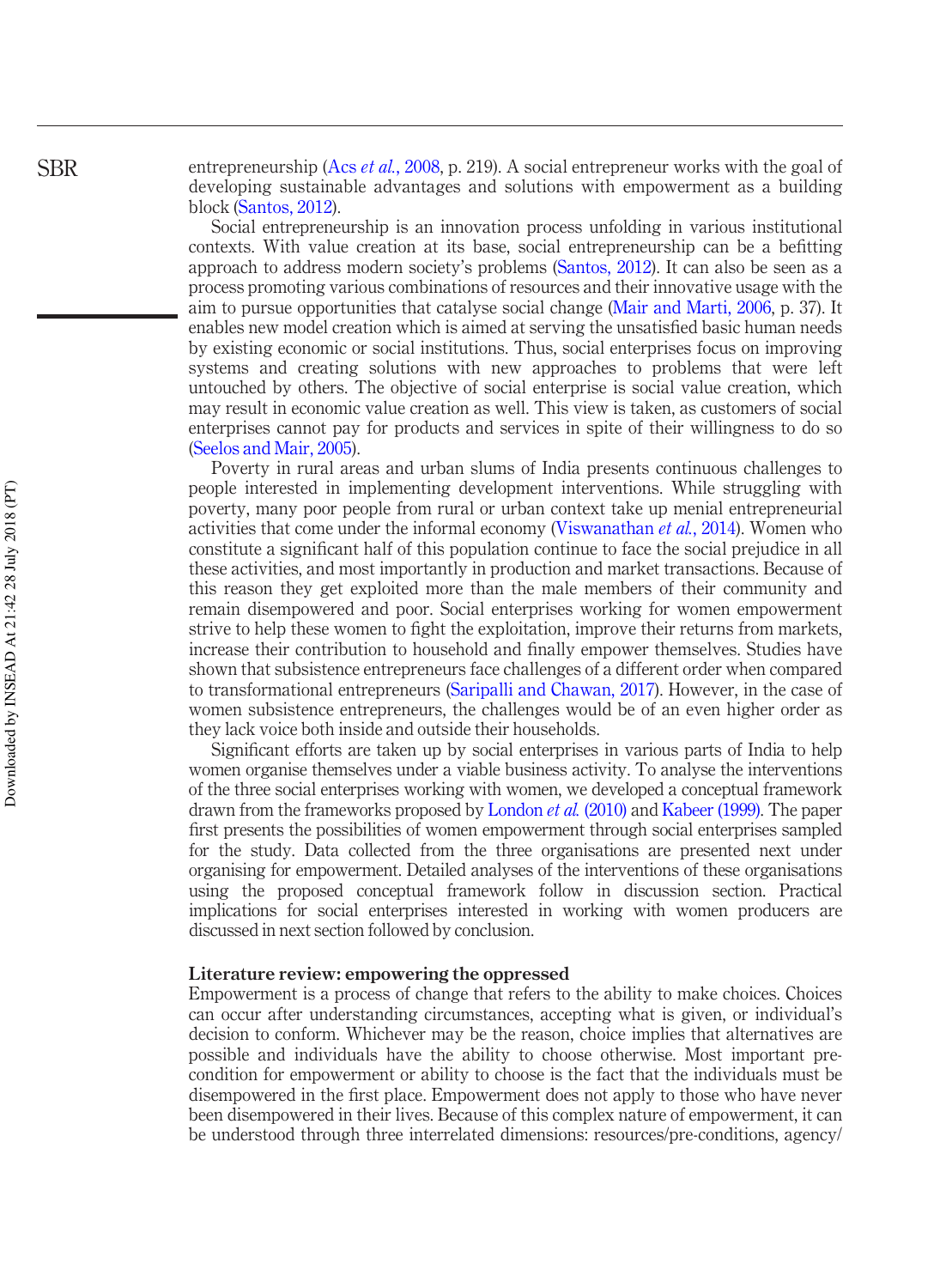entrepreneurship (Acs *et al.*, 2008, p. 219). A social entrepreneur works with the goal of developing sustainable advantages and solutions with empowerment as a building block (Santos, 2012).

Social entrepreneurship is an innovation process unfolding in various institutional contexts. With value creation at its base, social entrepreneurship can be a befitting approach to address modern society's problems (Santos, 2012). It can also be seen as a process promoting various combinations of resources and their innovative usage with the aim to pursue opportunities that catalyse social change (Mair and Marti, 2006, p. 37). It enables new model creation which is aimed at serving the unsatisfied basic human needs by existing economic or social institutions. Thus, social enterprises focus on improving systems and creating solutions with new approaches to problems that were left untouched by others. The objective of social enterprise is social value creation, which may result in economic value creation as well. This view is taken, as customers of social enterprises cannot pay for products and services in spite of their willingness to do so (Seelos and Mair, 2005).

Poverty in rural areas and urban slums of India presents continuous challenges to people interested in implementing development interventions. While struggling with poverty, many poor people from rural or urban context take up menial entrepreneurial activities that come under the informal economy (Viswanathan *et al.*, 2014). Women who constitute a significant half of this population continue to face the social prejudice in all these activities, and most importantly in production and market transactions. Because of this reason they get exploited more than the male members of their community and remain disempowered and poor. Social enterprises working for women empowerment strive to help these women to fight the exploitation, improve their returns from markets, increase their contribution to household and finally empower themselves. Studies have shown that subsistence entrepreneurs face challenges of a different order when compared to transformational entrepreneurs (Saripalli and Chawan, 2017). However, in the case of women subsistence entrepreneurs, the challenges would be of an even higher order as they lack voice both inside and outside their households.

Significant efforts are taken up by social enterprises in various parts of India to help women organise themselves under a viable business activity. To analyse the interventions of the three social enterprises working with women, we developed a conceptual framework drawn from the frameworks proposed by London *et al.* (2010) and Kabeer (1999). The paper first presents the possibilities of women empowerment through social enterprises sampled for the study. Data collected from the three organisations are presented next under organising for empowerment. Detailed analyses of the interventions of these organisations using the proposed conceptual framework follow in discussion section. Practical implications for social enterprises interested in working with women producers are discussed in next section followed by conclusion.

## Literature review: empowering the oppressed

Empowerment is a process of change that refers to the ability to make choices. Choices can occur after understanding circumstances, accepting what is given, or individual's decision to conform. Whichever may be the reason, choice implies that alternatives are possible and individuals have the ability to choose otherwise. Most important pre-condition for empowerment or ability to choose is the fact that the individuals must be disempowered in the first place. Empowerment does not apply to those who have never been disempowered in their lives. Because of this complex nature of empowerment, it can be understood through three interrelated dimensions: resources/pre-conditions, agency/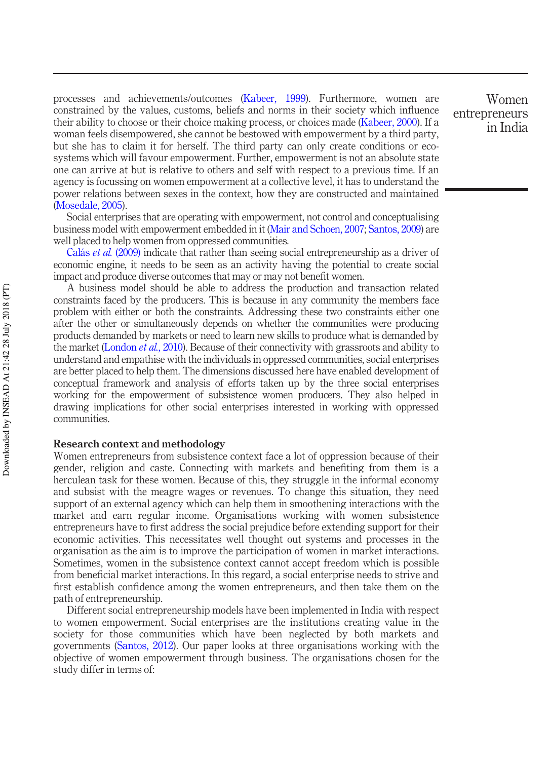processes and achievements/outcomes (Kabeer, 1999). Furthermore, women are constrained by the values, customs, beliefs and norms in their society which influence their ability to choose or their choice making process, or choices made (Kabeer, 2000). If a woman feels disempowered, she cannot be bestowed with empowerment by a third party, but she has to claim it for herself. The third party can only create conditions or eco-systems which will favour empowerment. Further, empowerment is not an absolute state one can arrive at but is relative to others and self with respect to a previous time. If an agency is focussing on women empowerment at a collective level, it has to understand the power relations between sexes in the context, how they are constructed and maintained (Mosedale, 2005).

Social enterprises that are operating with empowerment, not control and conceptualising business model with empowerment embedded in it (Mair and Schoen, 2007; Santos, 2009) are well placed to help women from oppressed communities.

Calás *et al.* (2009) indicate that rather than seeing social entrepreneurship as a driver of economic engine, it needs to be seen as an activity having the potential to create social impact and produce diverse outcomes that may or may not benefit women.

A business model should be able to address the production and transaction related constraints faced by the producers. This is because in any community the members face problem with either or both the constraints. Addressing these two constraints either one after the other or simultaneously depends on whether the communities were producing products demanded by markets or need to learn new skills to produce what is demanded by the market (London *et al.*, 2010). Because of their connectivity with grassroots and ability to understand and empathise with the individuals in oppressed communities, social enterprises are better placed to help them. The dimensions discussed here have enabled development of conceptual framework and analysis of efforts taken up by the three social enterprises working for the empowerment of subsistence women producers. They also helped in drawing implications for other social enterprises interested in working with oppressed communities.

## Research context and methodology

Women entrepreneurs from subsistence context face a lot of oppression because of their gender, religion and caste. Connecting with markets and benefiting from them is a herculean task for these women. Because of this, they struggle in the informal economy and subsist with the meagre wages or revenues. To change this situation, they need support of an external agency which can help them in smoothening interactions with the market and earn regular income. Organisations working with women subsistence entrepreneurs have to first address the social prejudice before extending support for their economic activities. This necessitates well thought out systems and processes in the organisation as the aim is to improve the participation of women in market interactions. Sometimes, women in the subsistence context cannot accept freedom which is possible from beneficial market interactions. In this regard, a social enterprise needs to strive and first establish confidence among the women entrepreneurs, and then take them on the path of entrepreneurship.

Different social entrepreneurship models have been implemented in India with respect to women empowerment. Social enterprises are the institutions creating value in the society for those communities which have been neglected by both markets and governments (Santos, 2012). Our paper looks at three organisations working with the objective of women empowerment through business. The organisations chosen for the study differ in terms of: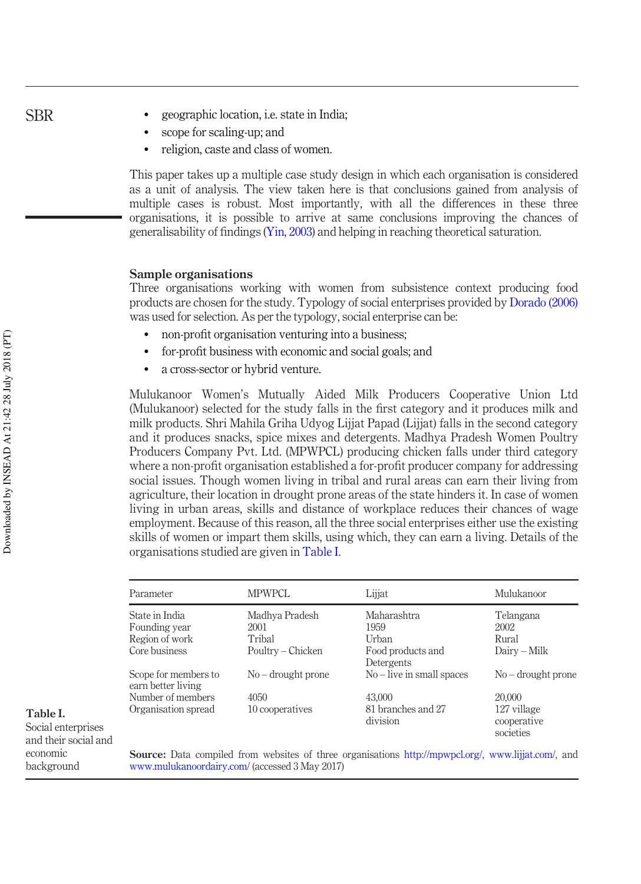- geographic location, i.e. state in India;
- scope for scaling-up; and
- religion, caste and class of women.

This paper takes up a multiple case study design in which each organisation is considered as a unit of analysis. The view taken here is that conclusions gained from analysis of multiple cases is robust. Most importantly, with all the differences in these three organisations, it is possible to arrive at same conclusions improving the chances of generalisability of findings (Yin, 2003) and helping in reaching theoretical saturation.

## Sample organisations

Three organisations working with women from subsistence context producing food products are chosen for the study. Typology of social enterprises provided by Dorado (2006) was used for selection. As per the typology, social enterprise can be:

- non-profit organisation venturing into a business;
- for-profit business with economic and social goals; and
- a cross-sector or hybrid venture.

Mulukanoor Women's Mutually Aided Milk Producers Cooperative Union Ltd (Mulukanoor) selected for the study falls in the first category and it produces milk and milk products. Shri Mahila Griha Udyog Lijjat Papad (Lijjat) falls in the second category and it produces snacks, spice mixes and detergents. Madhya Pradesh Women Poultry Producers Company Pvt. Ltd. (MPWPCL) producing chicken falls under third category where a non-profit organisation established a for-profit producer company for addressing social issues. Though women living in tribal and rural areas can earn their living from agriculture, their location in drought prone areas of the state hinders it. In case of women living in urban areas, skills and distance of workplace reduces their chances of wage employment. Because of this reason, all the three social enterprises either use the existing skills of women or impart them skills, using which, they can earn a living. Details of the organisations studied are given in Table I.

**Table I.** Social enterprises and their social and economic background

| Parameter | MPWPCL | Lijjat | Mulukanoor |
|---|---|---|---|
| State in India | Madhya Pradesh | Maharashtra | Telangana |
| Founding year | 2001 | 1959 | 2002 |
| Region of work | Tribal | Urban | Rural |
| Core business | Poultry – Chicken | Food products and Detergents | Dairy – Milk |
| Scope for members to earn better living | No – drought prone | No – live in small spaces | No – drought prone |
| Number of members | 4050 | 43,000 | 20,000 |
| Organisation spread | 10 cooperatives | 81 branches and 27 division | 127 village cooperative societies |

**Source:** Data compiled from websites of three organisations http://mpwpcl.org/, www.lijjat.com/, and www.mulukanoordairy.com/ (accessed 3 May 2017)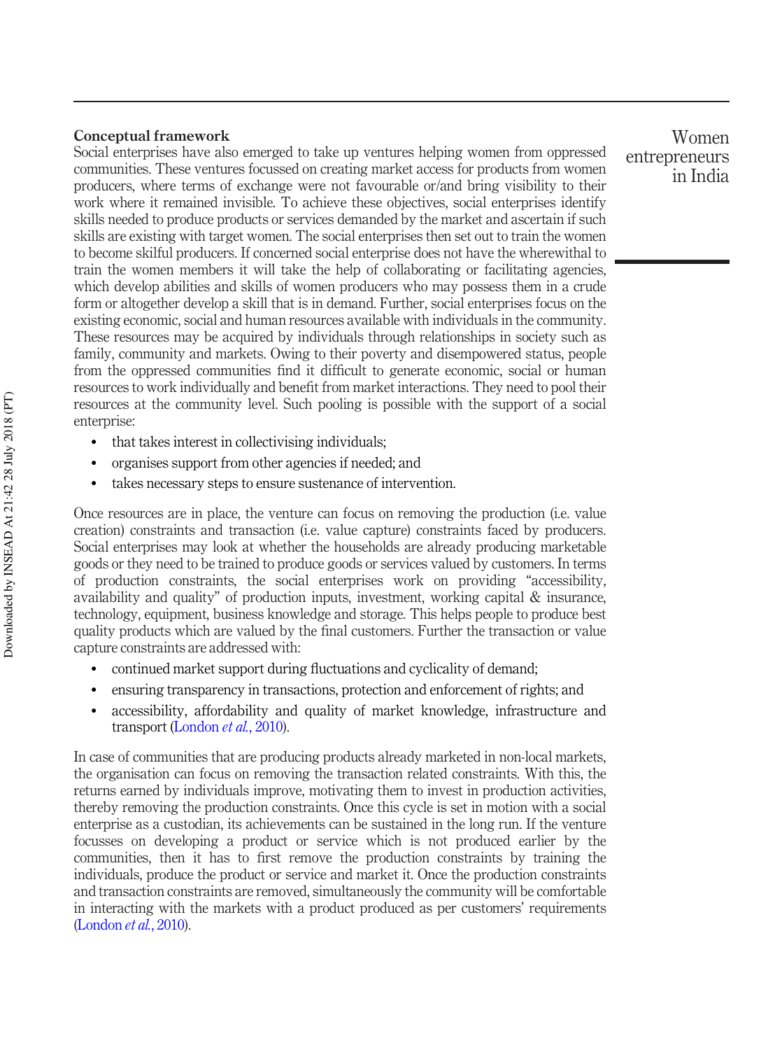## Conceptual framework

Social enterprises have also emerged to take up ventures helping women from oppressed communities. These ventures focussed on creating market access for products from women producers, where terms of exchange were not favourable or/and bring visibility to their work where it remained invisible. To achieve these objectives, social enterprises identify skills needed to produce products or services demanded by the market and ascertain if such skills are existing with target women. The social enterprises then set out to train the women to become skilful producers. If concerned social enterprise does not have the wherewithal to train the women members it will take the help of collaborating or facilitating agencies, which develop abilities and skills of women producers who may possess them in a crude form or altogether develop a skill that is in demand. Further, social enterprises focus on the existing economic, social and human resources available with individuals in the community. These resources may be acquired by individuals through relationships in society such as family, community and markets. Owing to their poverty and disempowered status, people from the oppressed communities find it difficult to generate economic, social or human resources to work individually and benefit from market interactions. They need to pool their resources at the community level. Such pooling is possible with the support of a social enterprise:

- that takes interest in collectivising individuals;
- organises support from other agencies if needed; and
- takes necessary steps to ensure sustenance of intervention.

Once resources are in place, the venture can focus on removing the production (i.e. value creation) constraints and transaction (i.e. value capture) constraints faced by producers. Social enterprises may look at whether the households are already producing marketable goods or they need to be trained to produce goods or services valued by customers. In terms of production constraints, the social enterprises work on providing "accessibility, availability and quality" of production inputs, investment, working capital & insurance, technology, equipment, business knowledge and storage. This helps people to produce best quality products which are valued by the final customers. Further the transaction or value capture constraints are addressed with:

- continued market support during fluctuations and cyclicality of demand;
- ensuring transparency in transactions, protection and enforcement of rights; and
- accessibility, affordability and quality of market knowledge, infrastructure and transport (London *et al.*, 2010).

In case of communities that are producing products already marketed in non-local markets, the organisation can focus on removing the transaction related constraints. With this, the returns earned by individuals improve, motivating them to invest in production activities, thereby removing the production constraints. Once this cycle is set in motion with a social enterprise as a custodian, its achievements can be sustained in the long run. If the venture focusses on developing a product or service which is not produced earlier by the communities, then it has to first remove the production constraints by training the individuals, produce the product or service and market it. Once the production constraints and transaction constraints are removed, simultaneously the community will be comfortable in interacting with the markets with a product produced as per customers' requirements (London *et al.*, 2010).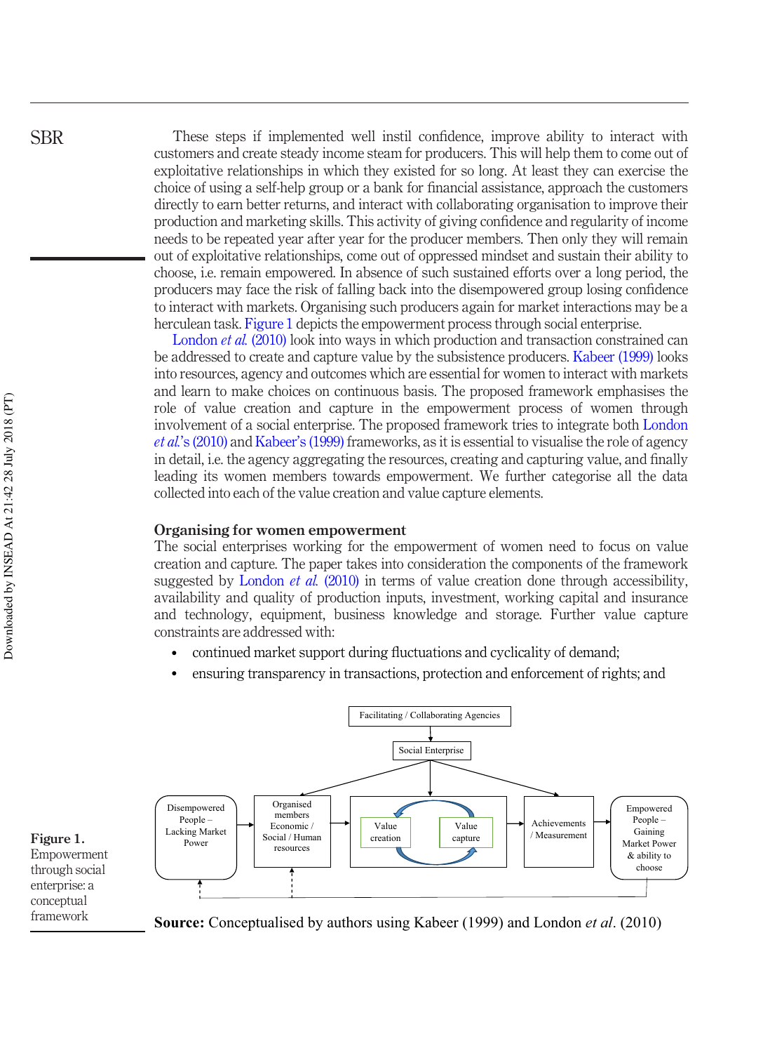These steps if implemented well instil confidence, improve ability to interact with customers and create steady income steam for producers. This will help them to come out of exploitative relationships in which they existed for so long. At least they can exercise the choice of using a self-help group or a bank for financial assistance, approach the customers directly to earn better returns, and interact with collaborating organisation to improve their production and marketing skills. This activity of giving confidence and regularity of income needs to be repeated year after year for the producer members. Then only they will remain out of exploitative relationships, come out of oppressed mindset and sustain their ability to choose, i.e. remain empowered. In absence of such sustained efforts over a long period, the producers may face the risk of falling back into the disempowered group losing confidence to interact with markets. Organising such producers again for market interactions may be a herculean task. Figure 1 depicts the empowerment process through social enterprise.

London *et al.* (2010) look into ways in which production and transaction constrained can be addressed to create and capture value by the subsistence producers. Kabeer (1999) looks into resources, agency and outcomes which are essential for women to interact with markets and learn to make choices on continuous basis. The proposed framework emphasises the role of value creation and capture in the empowerment process of women through involvement of a social enterprise. The proposed framework tries to integrate both London *et al.*'s (2010) and Kabeer's (1999) frameworks, as it is essential to visualise the role of agency in detail, i.e. the agency aggregating the resources, creating and capturing value, and finally leading its women members towards empowerment. We further categorise all the data collected into each of the value creation and value capture elements.

## Organising for women empowerment

The social enterprises working for the empowerment of women need to focus on value creation and capture. The paper takes into consideration the components of the framework suggested by London *et al.* (2010) in terms of value creation done through accessibility, availability and quality of production inputs, investment, working capital and insurance and technology, equipment, business knowledge and storage. Further value capture constraints are addressed with:

- continued market support during fluctuations and cyclicality of demand;
- ensuring transparency in transactions, protection and enforcement of rights; and

Facilitating / Collaborating Agencies → Social Enterprise → Disempowered People – Lacking Market Power → Organised members Economic / Social / Human resources → Value creation ⇄ Value capture → Achievements / Measurement → Empowered People – Gaining Market Power & ability to choose

**Source:** Conceptualised by authors using Kabeer (1999) and London *et al*. (2010)

**Figure 1.** Empowerment through social enterprise: a conceptual framework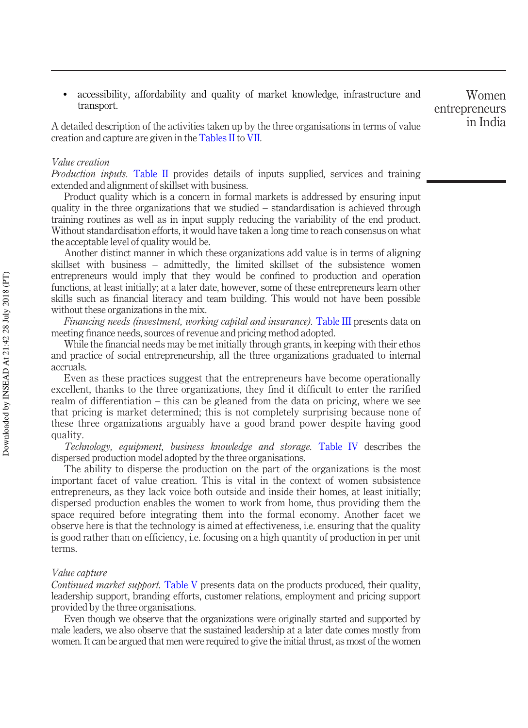- accessibility, affordability and quality of market knowledge, infrastructure and transport.

A detailed description of the activities taken up by the three organisations in terms of value creation and capture are given in the Tables II to VII.

*Value creation*

*Production inputs.* Table II provides details of inputs supplied, services and training extended and alignment of skillset with business.

Product quality which is a concern in formal markets is addressed by ensuring input quality in the three organizations that we studied – standardisation is achieved through training routines as well as in input supply reducing the variability of the end product. Without standardisation efforts, it would have taken a long time to reach consensus on what the acceptable level of quality would be.

Another distinct manner in which these organizations add value is in terms of aligning skillset with business – admittedly, the limited skillset of the subsistence women entrepreneurs would imply that they would be confined to production and operation functions, at least initially; at a later date, however, some of these entrepreneurs learn other skills such as financial literacy and team building. This would not have been possible without these organizations in the mix.

*Financing needs (investment, working capital and insurance).* Table III presents data on meeting finance needs, sources of revenue and pricing method adopted.

While the financial needs may be met initially through grants, in keeping with their ethos and practice of social entrepreneurship, all the three organizations graduated to internal accruals.

Even as these practices suggest that the entrepreneurs have become operationally excellent, thanks to the three organizations, they find it difficult to enter the rarified realm of differentiation – this can be gleaned from the data on pricing, where we see that pricing is market determined; this is not completely surprising because none of these three organizations arguably have a good brand power despite having good quality.

*Technology, equipment, business knowledge and storage.* Table IV describes the dispersed production model adopted by the three organisations.

The ability to disperse the production on the part of the organizations is the most important facet of value creation. This is vital in the context of women subsistence entrepreneurs, as they lack voice both outside and inside their homes, at least initially; dispersed production enables the women to work from home, thus providing them the space required before integrating them into the formal economy. Another facet we observe here is that the technology is aimed at effectiveness, i.e. ensuring that the quality is good rather than on efficiency, i.e. focusing on a high quantity of production in per unit terms.

*Value capture*

*Continued market support.* Table V presents data on the products produced, their quality, leadership support, branding efforts, customer relations, employment and pricing support provided by the three organisations.

Even though we observe that the organizations were originally started and supported by male leaders, we also observe that the sustained leadership at a later date comes mostly from women. It can be argued that men were required to give the initial thrust, as most of the women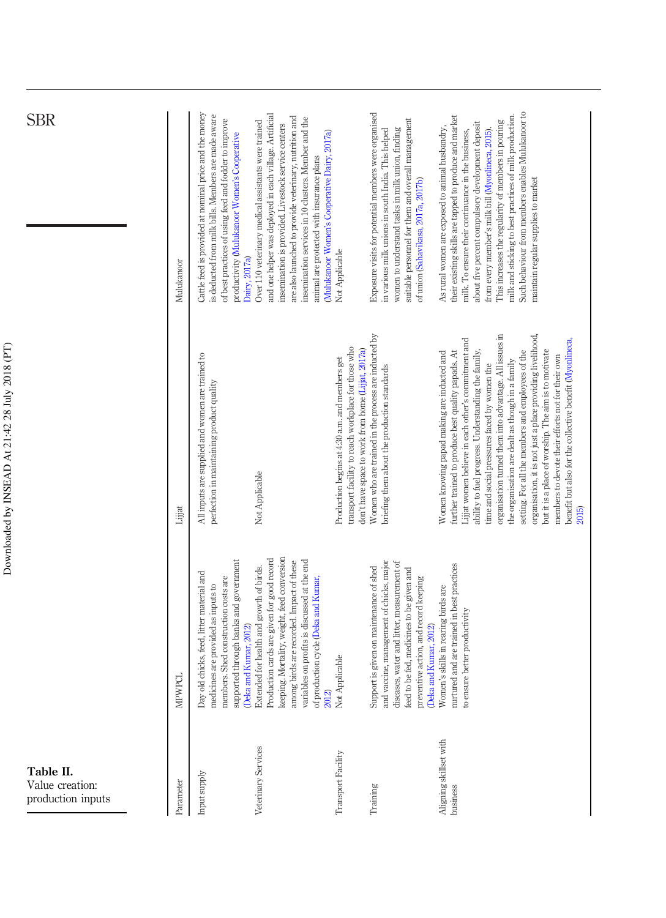**Table II.**
Value creation: production inputs

| Parameter | MPWPCL | Lijjat | Mulukanoor |
|---|---|---|---|
| Input supply | Day old chicks, feed, litter material and medicines are provided as inputs to members. Shed construction costs are supported through banks and government (Deka and Kumar, 2012) | All inputs are supplied and women are trained to perfection in maintaining product quality | Cattle feed is provided at nominal price and the money is deducted from milk bills. Members are made aware of best practices of using feed and fodder to improve productivity (Mulukanoor Women's Cooperative Dairy, 2017a) |
| Veterinary Services | Extended for health and growth of birds. Production cards are given for good record keeping. Mortality, weight, feed conversion among birds are recorded. Impact of these variables on profits is discussed at the end of production cycle (Deka and Kumar, 2012) | Not Applicable | Over 110 veterinary medical assistants were trained and one helper was deployed in each village. Artificial insemination is provided. Livestock service centers are also launched to provide veterinary, nutrition and insemination services in 10 clusters. Member and the animal are protected with insurance plans (Mulukanoor Women's Cooperative Dairy, 2017a) |
| Transport Facility | Not Applicable | Production begins at 4:30 a.m. and members get transport facility to reach workplace for those who don't have space to work from home (Lijjat, 2017a) | Not Applicable |
| Training | Support is given on maintenance of shed and vaccine, management of chicks, major diseases, water and litter, measurement of feed to be fed, medicines to be given and preventive action, and record keeping (Deka and Kumar, 2012) | Women who are trained in the process are inducted by briefing them about the production standards | Exposure visits for potential members were organised in various milk unions in south India. This helped women to understand tasks in milk union, finding suitable personnel for them and overall management of union (Sahavikasa, 2017a, 2017b) |
| Aligning skillset with business | Women's skills in rearing birds are nurtured and are trained in best practices to ensure better productivity | Women knowing papad making are inducted and further trained to produce best quality papads. At Lijjat women believe in each other's commitment and ability to fuel progress. Understanding the family, time and social pressures faced by women the organisation turned them into advantage. All issues in the organisation are dealt as though in a family setting. For all the members and employees of the organisation, it is not just a place providing livelihood, but it is a place of worship. The aim is to motivate members to devote their efforts not for their own benefit but also for the collective benefit (Myonlineca, 2015) | As rural women are exposed to animal husbandry, their existing skills are tapped to produce and market milk. To ensure their continuance in the business, about five percent compulsory development deposit from every member's milk bill (Myonlineca, 2015). This increases the regularity of members in pouring milk and sticking to best practices of milk production. Such behaviour from members enables Mulukanoor to maintain regular supplies to market |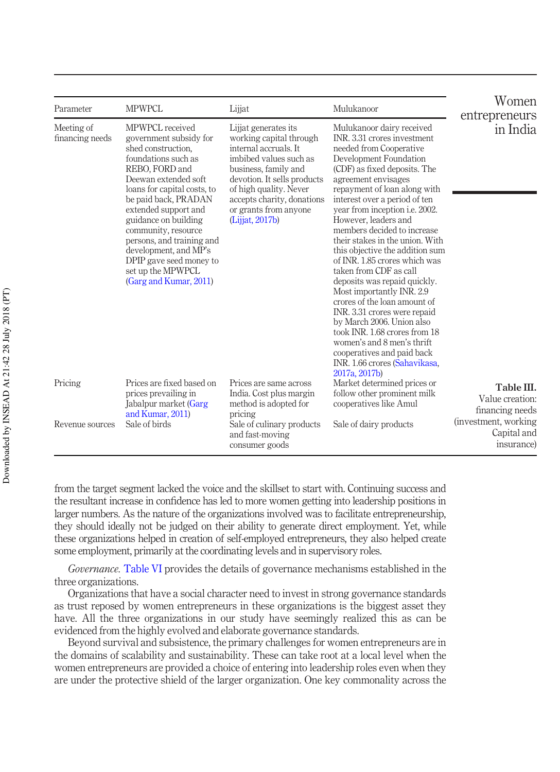| Parameter | MPWPCL | Lijjat | Mulukanoor |
|---|---|---|---|
| Meeting of financing needs | MPWPCL received government subsidy for shed construction, foundations such as REBO, FORD and Deewan extended soft loans for capital costs, to be paid back, PRADAN extended support and guidance on building community, resource persons, and training and development, and MP's DPIP gave seed money to set up the MPWPCL (Garg and Kumar, 2011) | Lijjat generates its working capital through internal accruals. It imbibed values such as business, family and devotion. It sells products of high quality. Never accepts charity, donations or grants from anyone (Lijjat, 2017b) | Mulukanoor dairy received INR. 3.31 crores investment needed from Cooperative Development Foundation (CDF) as fixed deposits. The agreement envisages repayment of loan along with interest over a period of ten year from inception i.e. 2002. However, leaders and members decided to increase their stakes in the union. With this objective the addition sum of INR. 1.85 crores which was taken from CDF as call deposits was repaid quickly. Most importantly INR. 2.9 crores of the loan amount of INR. 3.31 crores were repaid by March 2006. Union also took INR. 1.68 crores from 18 women's and 8 men's thrift cooperatives and paid back INR. 1.66 crores (Sahavikasa, 2017a, 2017b) |
| Pricing | Prices are fixed based on prices prevailing in Jabalpur market (Garg and Kumar, 2011) | Prices are same across India. Cost plus margin method is adopted for pricing | Market determined prices or follow other prominent milk cooperatives like Amul |
| Revenue sources | Sale of birds | Sale of culinary products and fast-moving consumer goods | Sale of dairy products |

**Table III.** Value creation: financing needs (investment, working Capital and insurance)

from the target segment lacked the voice and the skillset to start with. Continuing success and the resultant increase in confidence has led to more women getting into leadership positions in larger numbers. As the nature of the organizations involved was to facilitate entrepreneurship, they should ideally not be judged on their ability to generate direct employment. Yet, while these organizations helped in creation of self-employed entrepreneurs, they also helped create some employment, primarily at the coordinating levels and in supervisory roles.

*Governance.* Table VI provides the details of governance mechanisms established in the three organizations.

Organizations that have a social character need to invest in strong governance standards as trust reposed by women entrepreneurs in these organizations is the biggest asset they have. All the three organizations in our study have seemingly realized this as can be evidenced from the highly evolved and elaborate governance standards.

Beyond survival and subsistence, the primary challenges for women entrepreneurs are in the domains of scalability and sustainability. These can take root at a local level when the women entrepreneurs are provided a choice of entering into leadership roles even when they are under the protective shield of the larger organization. One key commonality across the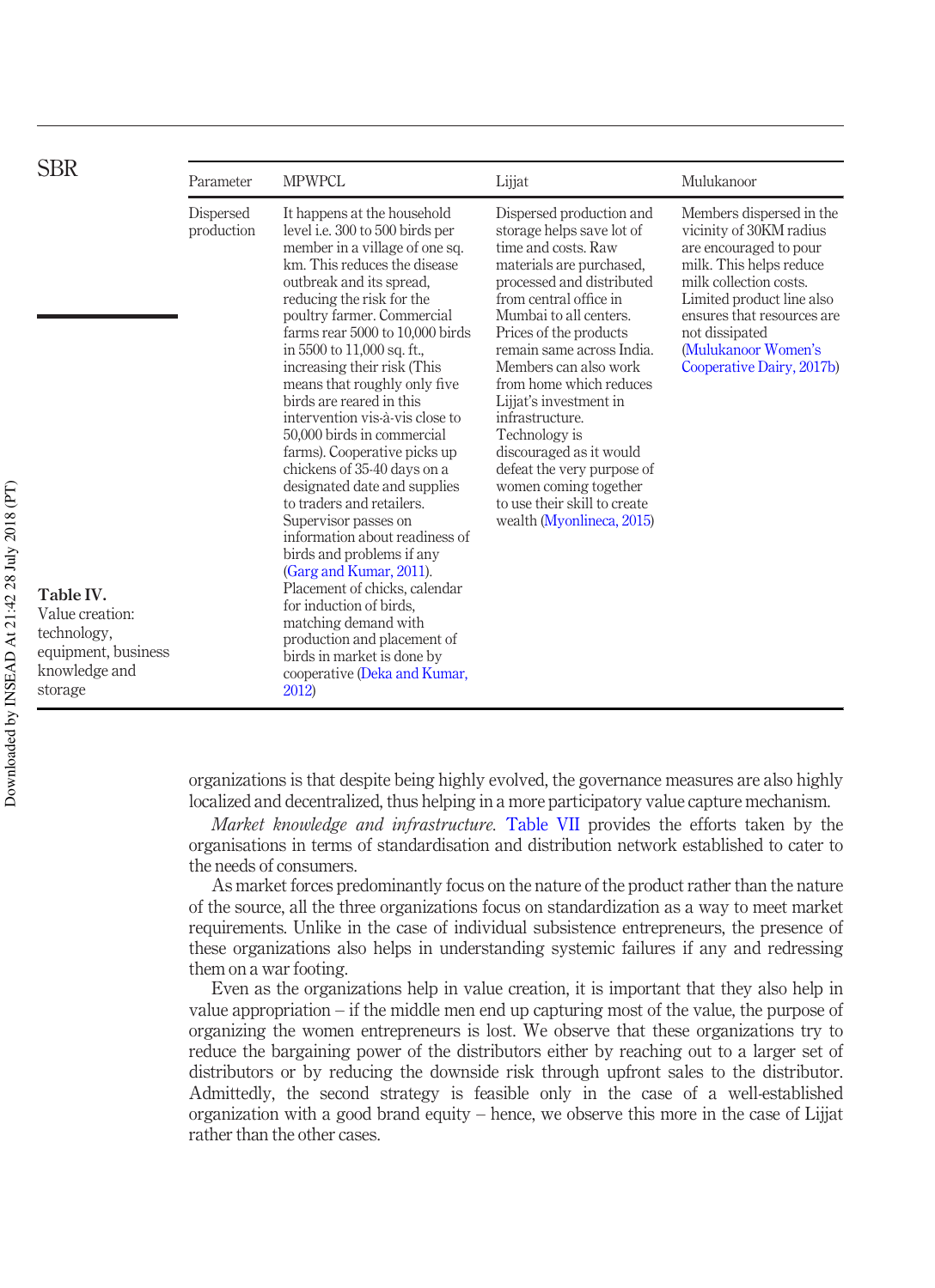**Table IV.** Value creation: technology, equipment, business knowledge and storage

| Parameter | MPWPCL | Lijjat | Mulukanoor |
|---|---|---|---|
| Dispersed production | It happens at the household level i.e. 300 to 500 birds per member in a village of one sq. km. This reduces the disease outbreak and its spread, reducing the risk for the poultry farmer. Commercial farms rear 5000 to 10,000 birds in 5500 to 11,000 sq. ft., increasing their risk (This means that roughly only five birds are reared in this intervention vis-à-vis close to 50,000 birds in commercial farms). Cooperative picks up chickens of 35-40 days on a designated date and supplies to traders and retailers. Supervisor passes on information about readiness of birds and problems if any (Garg and Kumar, 2011). Placement of chicks, calendar for induction of birds, matching demand with production and placement of birds in market is done by cooperative (Deka and Kumar, 2012) | Dispersed production and storage helps save lot of time and costs. Raw materials are purchased, processed and distributed from central office in Mumbai to all centers. Prices of the products remain same across India. Members can also work from home which reduces Lijjat's investment in infrastructure. Technology is discouraged as it would defeat the very purpose of women coming together to use their skill to create wealth (Myonlineca, 2015) | Members dispersed in the vicinity of 30KM radius are encouraged to pour milk. This helps reduce milk collection costs. Limited product line also ensures that resources are not dissipated (Mulukanoor Women's Cooperative Dairy, 2017b) |

organizations is that despite being highly evolved, the governance measures are also highly localized and decentralized, thus helping in a more participatory value capture mechanism.

*Market knowledge and infrastructure.* Table VII provides the efforts taken by the organisations in terms of standardisation and distribution network established to cater to the needs of consumers.

As market forces predominantly focus on the nature of the product rather than the nature of the source, all the three organizations focus on standardization as a way to meet market requirements. Unlike in the case of individual subsistence entrepreneurs, the presence of these organizations also helps in understanding systemic failures if any and redressing them on a war footing.

Even as the organizations help in value creation, it is important that they also help in value appropriation – if the middle men end up capturing most of the value, the purpose of organizing the women entrepreneurs is lost. We observe that these organizations try to reduce the bargaining power of the distributors either by reaching out to a larger set of distributors or by reducing the downside risk through upfront sales to the distributor. Admittedly, the second strategy is feasible only in the case of a well-established organization with a good brand equity – hence, we observe this more in the case of Lijjat rather than the other cases.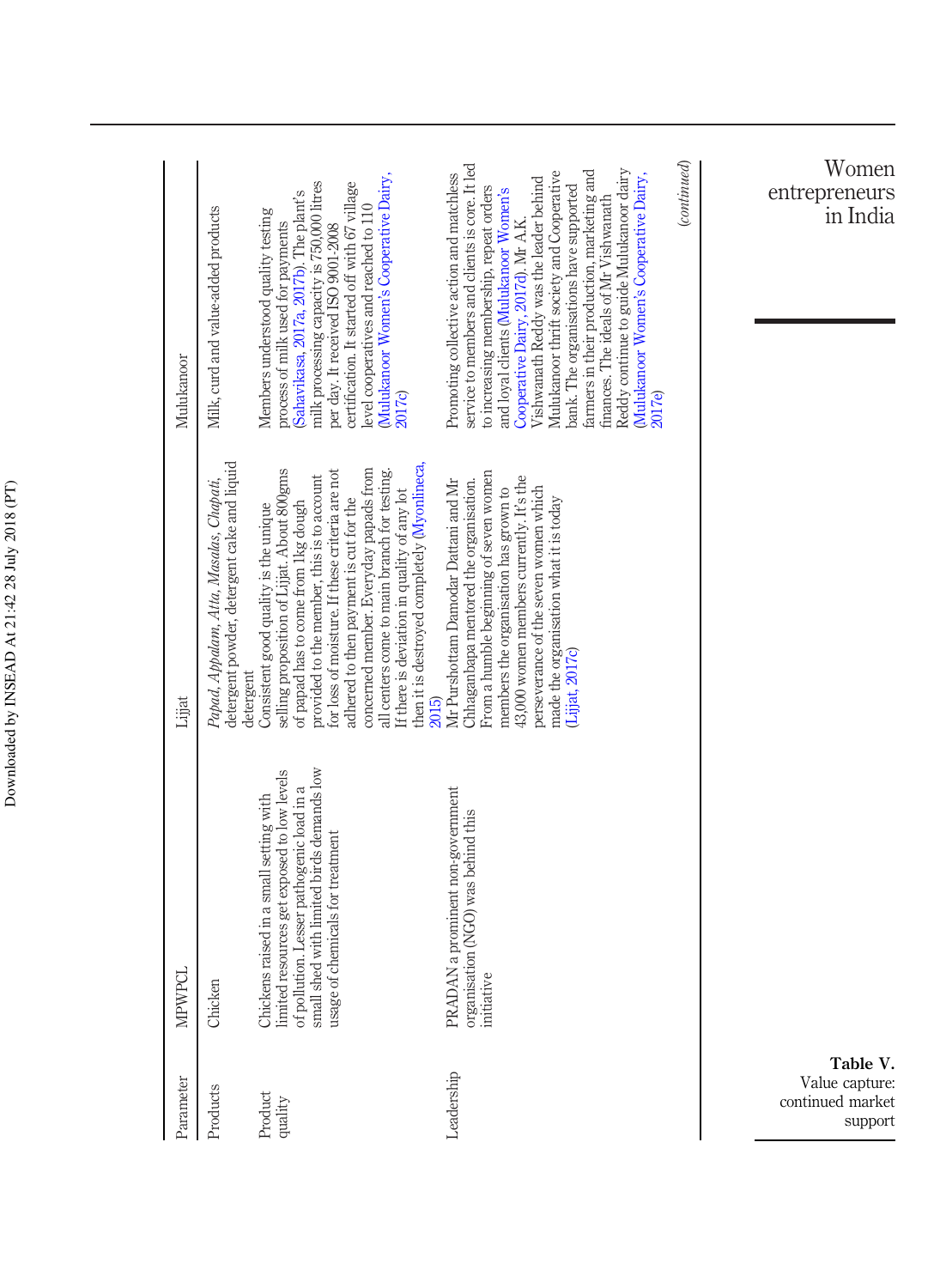| Parameter | MPWPCL | Lijjat | Mulukanoor |
|---|---|---|---|
| Products | Chicken | *Papad*, *Appalam*, *Atta*, *Masalas*, *Chapati*, detergent powder, detergent cake and liquid detergent | Milk, curd and value-added products |
| Product quality | Chickens raised in a small setting with limited resources get exposed to low levels of pollution. Lesser pathogenic load in a small shed with limited birds demands low usage of chemicals for treatment | Consistent good quality is the unique selling proposition of Lijjat. About 800gms of papad has to come from 1kg dough provided to the member, this is to account for loss of moisture. If these criteria are not adhered to then payment is cut for the concerned member. Everyday papads from all centers come to main branch for testing. If there is deviation in quality of any lot then it is destroyed completely (Myonlineca, 2015) | Members understood quality testing process of milk used for payments (Sahavikasa, 2017a, 2017b). The plant's milk processing capacity is 750,000 litres per day. It received ISO 9001-2008 certification. It started off with 67 village level cooperatives and reached to 110 (Mulukanoor Women's Cooperative Dairy, 2017c) |
| Leadership | PRADAN a prominent non-government organisation (NGO) was behind this initiative | Mr Purshottam Damodar Dattani and Mr Chhaganbapa mentored the organisation. From a humble beginning of seven women members the organisation has grown to 43,000 women members currently. It's the perseverance of the seven women which made the organisation what it is today (Lijjat, 2017c) | Promoting collective action and matchless service to members and clients is core. It led to increasing membership, repeat orders and loyal clients (Mulukanoor Women's Cooperative Dairy, 2017d). Mr A.K. Vishwanath Reddy was the leader behind Mulukanoor thrift society and Cooperative bank. The organisations have supported farmers in their production, marketing and finances. The ideals of Mr Vishwanath Reddy continue to guide Mulukanoor dairy (Mulukanoor Women's Cooperative Dairy, 2017e) |

*(continued)*

**Table V.** Value capture: continued market support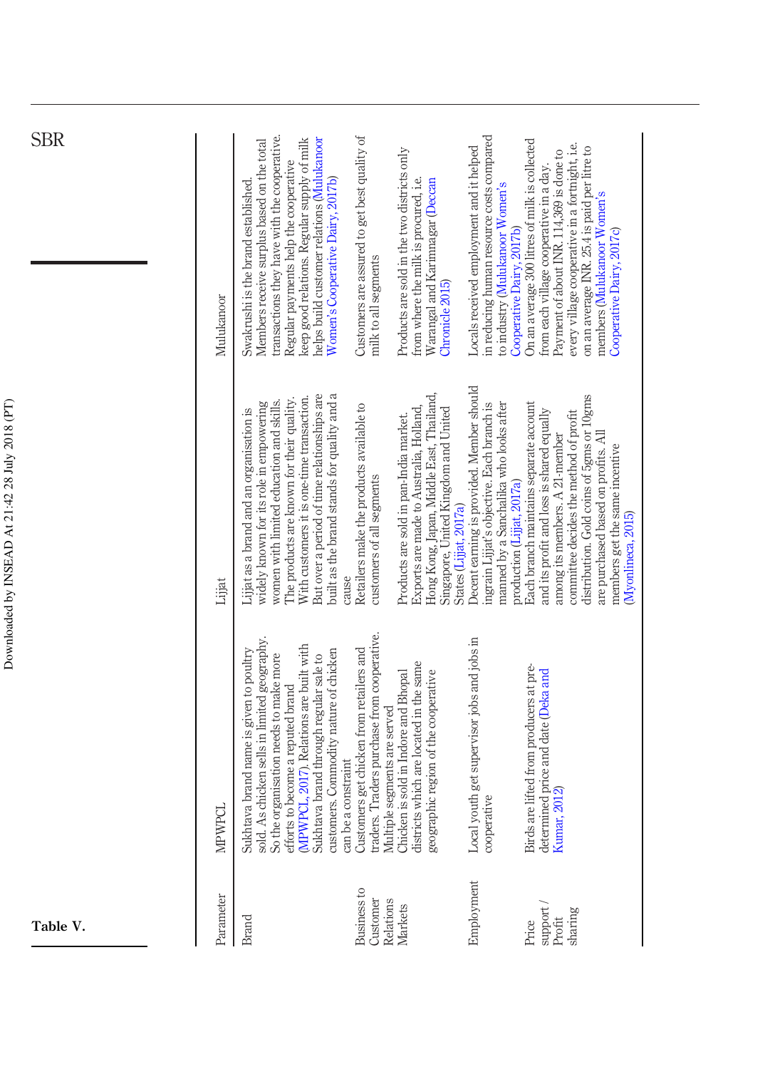**Table V.**

| Parameter | MPWPCL | Lijjat | Mulukanoor |
|---|---|---|---|
| Brand | Sukhtava brand name is given to poultry sold. As chicken sells in limited geography. So the organisation needs to make more efforts to become a reputed brand (MPWPCL, 2017). Relations are built with Sukhtava brand through regular sale to customers. Commodity nature of chicken can be a constraint | Lijjat as a brand and an organisation is widely known for its role in empowering women with limited education and skills. The products are known for their quality. With customers it is one-time transaction. But over a period of time relationships are built as the brand stands for quality and a cause | Swakrushi is the brand established. Members receive surplus based on the total transactions they have with the cooperative. Regular payments help the cooperative keep good relations. Regular supply of milk helps build customer relations (Mulukanoor Women's Cooperative Dairy, 2017b) |
| Business to Customer Relations | Customers get chicken from retailers and traders. Traders purchase from cooperative. Multiple segments are served | Retailers make the products available to customers of all segments | Customers are assured to get best quality of milk to all segments |
| Markets | Chicken is sold in Indore and Bhopal districts which are located in the same geographic region of the cooperative | Products are sold in pan-India market. Exports are made to Australia, Holland, Hong Kong, Japan, Middle East, Thailand, Singapore, United Kingdom and United States (Lijjat, 2017a) | Products are sold in the two districts only from where the milk is procured, i.e. Warangal and Karimnagar (Deccan Chronicle 2015) |
| Employment | Local youth get supervisor jobs and jobs in cooperative | Decent earning is provided. Member should ingrain Lijjat's objective. Each branch is manned by a Sanchalika who looks after production (Lijjat, 2017a) | Locals received employment and it helped in reducing human resource costs compared to industry (Mulukanoor Women's Cooperative Dairy, 2017b) |
| Price support / Profit sharing | Birds are lifted from producers at pre-determined price and date (Deka and Kumar, 2012) | Each branch maintains separate account and its profit and loss is shared equally among its members. A 21-member committee decides the method of profit distribution. Gold coins of 5gms or 10gms are purchased based on profits. All members get the same incentive (Myonlineca, 2015) | On an average 300 litres of milk is collected from each village cooperative in a day. Payment of about INR. 114,369 is done to every village cooperative in a fortnight, i.e. on an average INR. 25.4 is paid per litre to members (Mulukanoor Women's Cooperative Dairy, 2017c) |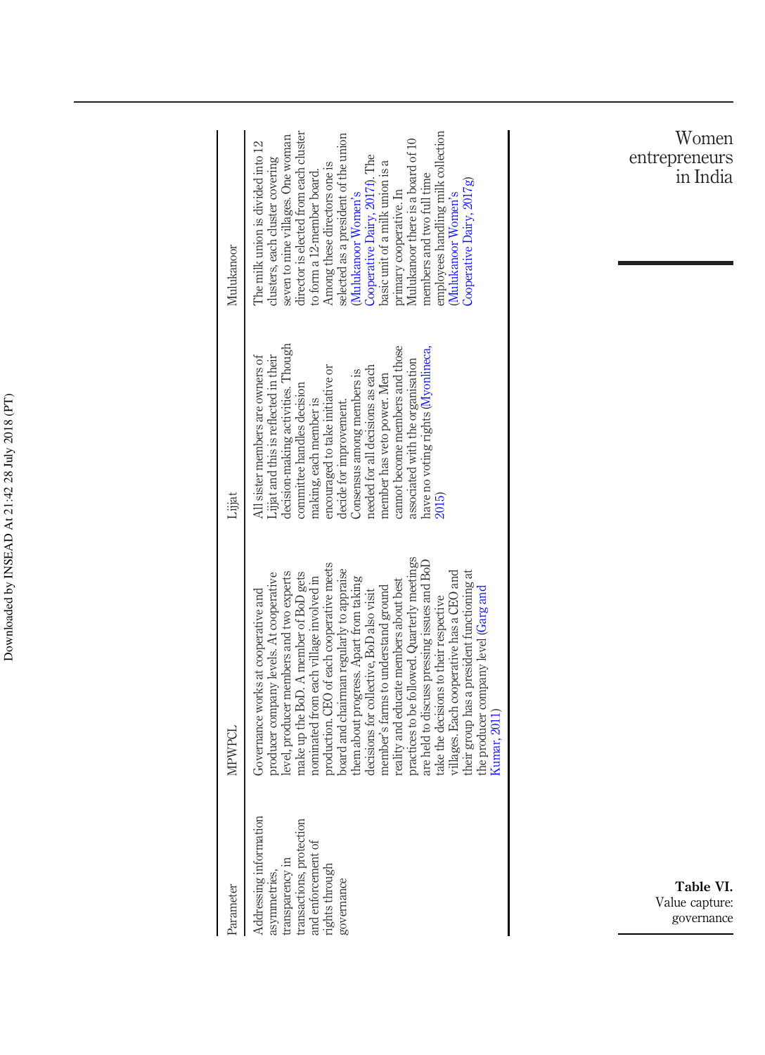**Table VI.** Value capture: governance

| Parameter | MPWPCL | Lijjat | Mulukanoor |
|---|---|---|---|
| Addressing information asymmetries, transparency in transactions, protection and enforcement of rights through governance | Governance works at cooperative and producer company levels. At cooperative level, producer members and two experts make up the BoD. A member of BoD gets nominated from each village involved in production. CEO of each cooperative meets board and chairman regularly to appraise them about progress. Apart from taking decisions for collective, BoD also visit member's farms to understand ground reality and educate members about best practices to be followed. Quarterly meetings are held to discuss pressing issues and BoD take the decisions to their respective villages. Each cooperative has a CEO and their group has a president functioning at the producer company level (Garg and Kumar, 2011) | All sister members are owners of Lijjat and this is reflected in their decision-making activities. Though committee handles decision making, each member is encouraged to take initiative or decide for improvement. Consensus among members is needed for all decisions as each member has veto power. Men cannot become members and those associated with the organisation have no voting rights (Myonlineca, 2015) | The milk union is divided into 12 clusters, each cluster covering seven to nine villages. One woman director is elected from each cluster to form a 12-member board. Among these directors one is selected as a president of the union (Mulukanoor Women's Cooperative Dairy, 2017f). The basic unit of a milk union is a primary cooperative. In Mulukanoor there is a board of 10 members and two full time employees handling milk collection (Mulukanoor Women's Cooperative Dairy, 2017g) |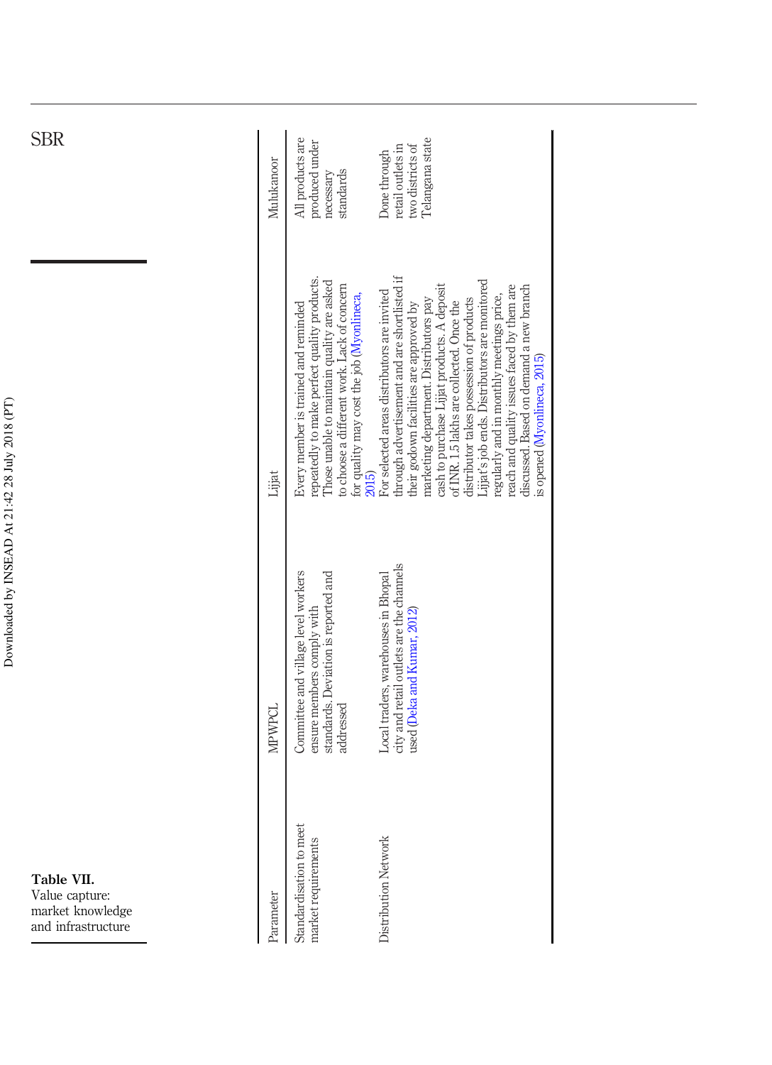**Table VII.** Value capture: market knowledge and infrastructure

| Parameter | MPWPCL | Lijjat | Mulukanoor |
|---|---|---|---|
| Standardisation to meet market requirements | Committee and village level workers ensure members comply with standards. Deviation is reported and addressed | Every member is trained and reminded repeatedly to make perfect quality products. Those unable to maintain quality are asked to choose a different work. Lack of concern for quality may cost the job (Myonlineca, 2015) | All products are produced under necessary standards |
| Distribution Network | Local traders, warehouses in Bhopal city and retail outlets are the channels used (Deka and Kumar, 2012) | For selected areas distributors are invited through advertisement and are shortlisted if their godown facilities are approved by marketing department. Distributors pay cash to purchase Lijjat products. A deposit of INR 1.5 lakhs are collected. Once the distributor takes possession of products Lijjat's job ends. Distributors are monitored regularly and in monthly meetings price, reach and quality issues faced by them are discussed. Based on demand a new branch is opened (Myonlineca, 2015) | Done through retail outlets in two districts of Telangana state |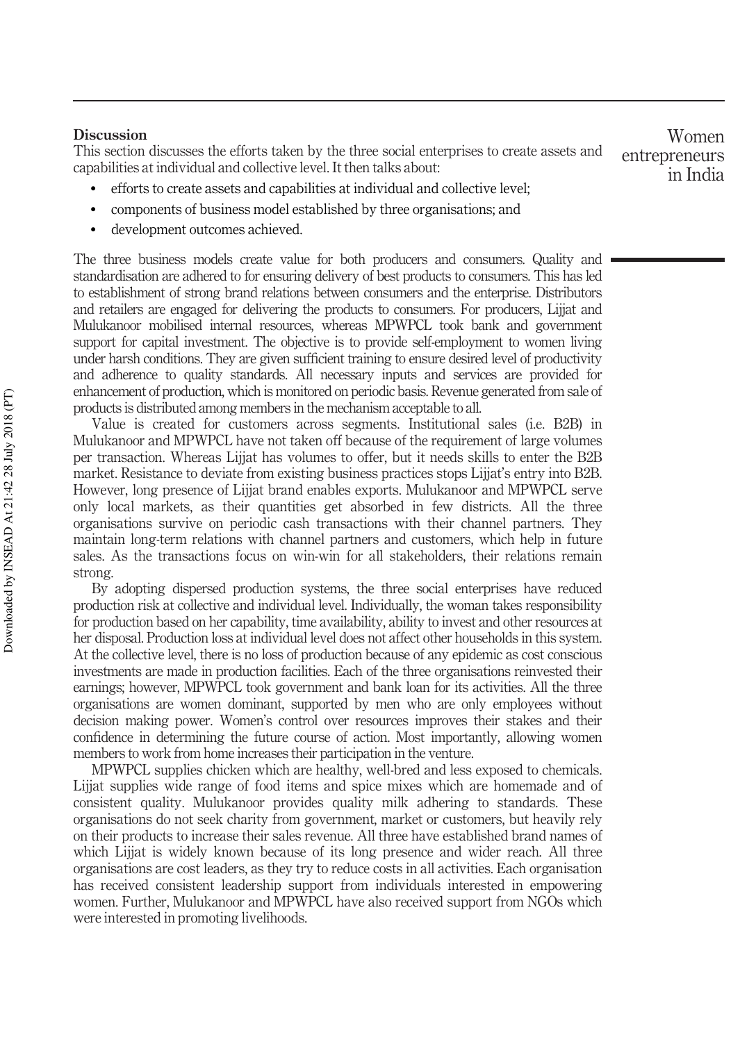## Discussion

This section discusses the efforts taken by the three social enterprises to create assets and capabilities at individual and collective level. It then talks about:

- efforts to create assets and capabilities at individual and collective level;
- components of business model established by three organisations; and
- development outcomes achieved.

The three business models create value for both producers and consumers. Quality and standardisation are adhered to for ensuring delivery of best products to consumers. This has led to establishment of strong brand relations between consumers and the enterprise. Distributors and retailers are engaged for delivering the products to consumers. For producers, Lijjat and Mulukanoor mobilised internal resources, whereas MPWPCL took bank and government support for capital investment. The objective is to provide self-employment to women living under harsh conditions. They are given sufficient training to ensure desired level of productivity and adherence to quality standards. All necessary inputs and services are provided for enhancement of production, which is monitored on periodic basis. Revenue generated from sale of products is distributed among members in the mechanism acceptable to all.

Value is created for customers across segments. Institutional sales (i.e. B2B) in Mulukanoor and MPWPCL have not taken off because of the requirement of large volumes per transaction. Whereas Lijjat has volumes to offer, but it needs skills to enter the B2B market. Resistance to deviate from existing business practices stops Lijjat's entry into B2B. However, long presence of Lijjat brand enables exports. Mulukanoor and MPWPCL serve only local markets, as their quantities get absorbed in few districts. All the three organisations survive on periodic cash transactions with their channel partners. They maintain long-term relations with channel partners and customers, which help in future sales. As the transactions focus on win-win for all stakeholders, their relations remain strong.

By adopting dispersed production systems, the three social enterprises have reduced production risk at collective and individual level. Individually, the woman takes responsibility for production based on her capability, time availability, ability to invest and other resources at her disposal. Production loss at individual level does not affect other households in this system. At the collective level, there is no loss of production because of any epidemic as cost conscious investments are made in production facilities. Each of the three organisations reinvested their earnings; however, MPWPCL took government and bank loan for its activities. All the three organisations are women dominant, supported by men who are only employees without decision making power. Women's control over resources improves their stakes and their confidence in determining the future course of action. Most importantly, allowing women members to work from home increases their participation in the venture.

MPWPCL supplies chicken which are healthy, well-bred and less exposed to chemicals. Lijjat supplies wide range of food items and spice mixes which are homemade and of consistent quality. Mulukanoor provides quality milk adhering to standards. These organisations do not seek charity from government, market or customers, but heavily rely on their products to increase their sales revenue. All three have established brand names of which Lijjat is widely known because of its long presence and wider reach. All three organisations are cost leaders, as they try to reduce costs in all activities. Each organisation has received consistent leadership support from individuals interested in empowering women. Further, Mulukanoor and MPWPCL have also received support from NGOs which were interested in promoting livelihoods.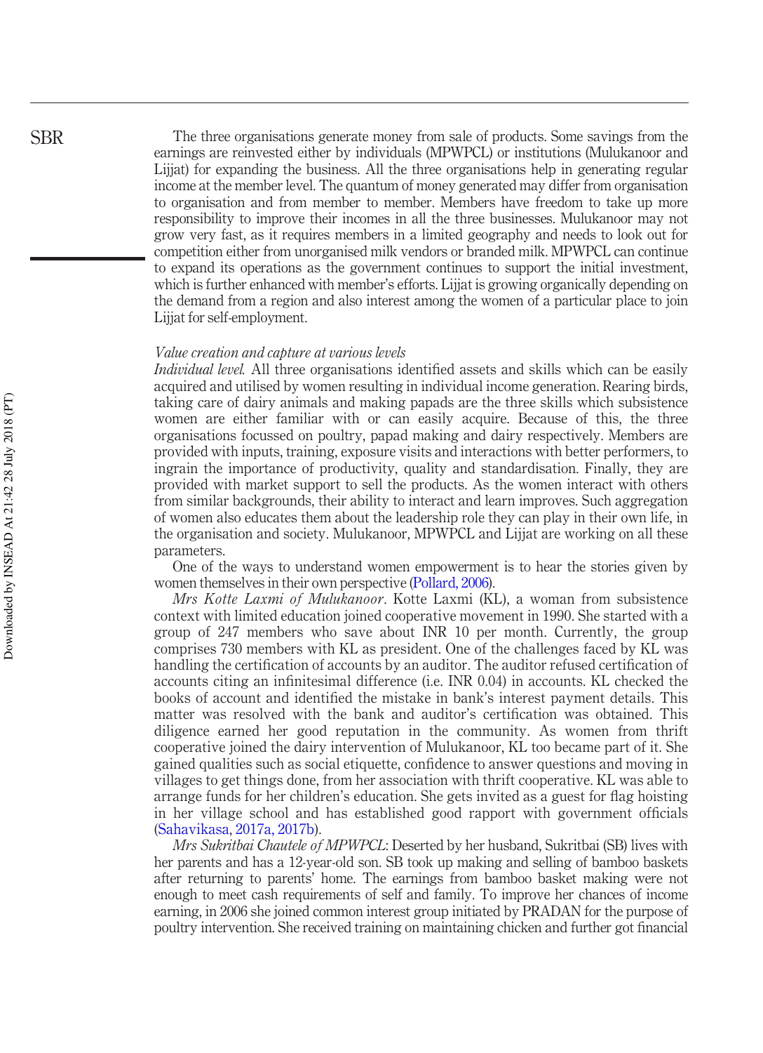The three organisations generate money from sale of products. Some savings from the earnings are reinvested either by individuals (MPWPCL) or institutions (Mulukanoor and Lijjat) for expanding the business. All the three organisations help in generating regular income at the member level. The quantum of money generated may differ from organisation to organisation and from member to member. Members have freedom to take up more responsibility to improve their incomes in all the three businesses. Mulukanoor may not grow very fast, as it requires members in a limited geography and needs to look out for competition either from unorganised milk vendors or branded milk. MPWPCL can continue to expand its operations as the government continues to support the initial investment, which is further enhanced with member's efforts. Lijjat is growing organically depending on the demand from a region and also interest among the women of a particular place to join Lijjat for self-employment.

*Value creation and capture at various levels*

*Individual level.* All three organisations identified assets and skills which can be easily acquired and utilised by women resulting in individual income generation. Rearing birds, taking care of dairy animals and making papads are the three skills which subsistence women are either familiar with or can easily acquire. Because of this, the three organisations focussed on poultry, papad making and dairy respectively. Members are provided with inputs, training, exposure visits and interactions with better performers, to ingrain the importance of productivity, quality and standardisation. Finally, they are provided with market support to sell the products. As the women interact with others from similar backgrounds, their ability to interact and learn improves. Such aggregation of women also educates them about the leadership role they can play in their own life, in the organisation and society. Mulukanoor, MPWPCL and Lijjat are working on all these parameters.

One of the ways to understand women empowerment is to hear the stories given by women themselves in their own perspective (Pollard, 2006).

*Mrs Kotte Laxmi of Mulukanoor*. Kotte Laxmi (KL), a woman from subsistence context with limited education joined cooperative movement in 1990. She started with a group of 247 members who save about INR 10 per month. Currently, the group comprises 730 members with KL as president. One of the challenges faced by KL was handling the certification of accounts by an auditor. The auditor refused certification of accounts citing an infinitesimal difference (i.e. INR 0.04) in accounts. KL checked the books of account and identified the mistake in bank's interest payment details. This matter was resolved with the bank and auditor's certification was obtained. This diligence earned her good reputation in the community. As women from thrift cooperative joined the dairy intervention of Mulukanoor, KL too became part of it. She gained qualities such as social etiquette, confidence to answer questions and moving in villages to get things done, from her association with thrift cooperative. KL was able to arrange funds for her children's education. She gets invited as a guest for flag hoisting in her village school and has established good rapport with government officials (Sahavikasa, 2017a, 2017b).

*Mrs Sukritbai Chautele of MPWPCL*: Deserted by her husband, Sukritbai (SB) lives with her parents and has a 12-year-old son. SB took up making and selling of bamboo baskets after returning to parents' home. The earnings from bamboo basket making were not enough to meet cash requirements of self and family. To improve her chances of income earning, in 2006 she joined common interest group initiated by PRADAN for the purpose of poultry intervention. She received training on maintaining chicken and further got financial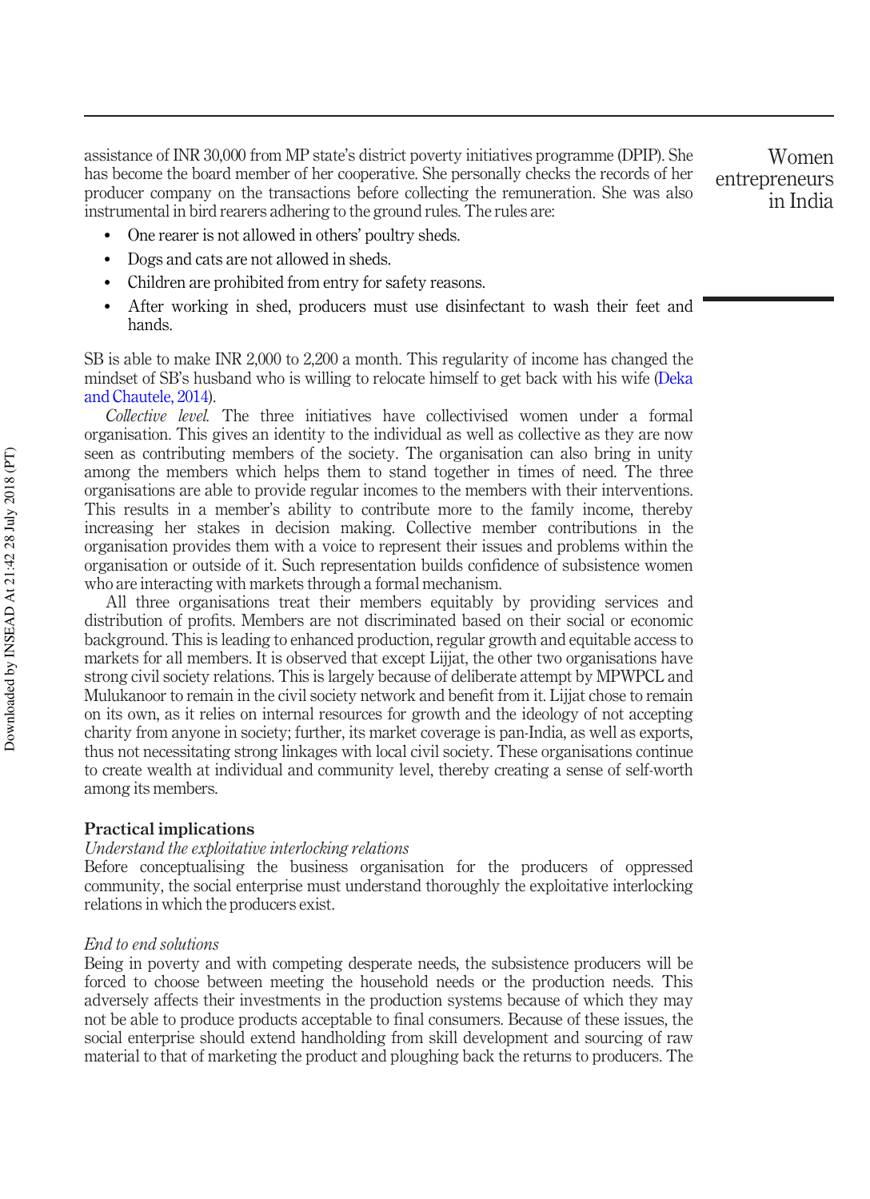assistance of INR 30,000 from MP state's district poverty initiatives programme (DPIP). She has become the board member of her cooperative. She personally checks the records of her producer company on the transactions before collecting the remuneration. She was also instrumental in bird rearers adhering to the ground rules. The rules are:

- One rearer is not allowed in others' poultry sheds.
- Dogs and cats are not allowed in sheds.
- Children are prohibited from entry for safety reasons.
- After working in shed, producers must use disinfectant to wash their feet and hands.

SB is able to make INR 2,000 to 2,200 a month. This regularity of income has changed the mindset of SB's husband who is willing to relocate himself to get back with his wife (Deka and Chautele, 2014).

*Collective level.* The three initiatives have collectivised women under a formal organisation. This gives an identity to the individual as well as collective as they are now seen as contributing members of the society. The organisation can also bring in unity among the members which helps them to stand together in times of need. The three organisations are able to provide regular incomes to the members with their interventions. This results in a member's ability to contribute more to the family income, thereby increasing her stakes in decision making. Collective member contributions in the organisation provides them with a voice to represent their issues and problems within the organisation or outside of it. Such representation builds confidence of subsistence women who are interacting with markets through a formal mechanism.

All three organisations treat their members equitably by providing services and distribution of profits. Members are not discriminated based on their social or economic background. This is leading to enhanced production, regular growth and equitable access to markets for all members. It is observed that except Lijjat, the other two organisations have strong civil society relations. This is largely because of deliberate attempt by MPWPCL and Mulukanoor to remain in the civil society network and benefit from it. Lijjat chose to remain on its own, as it relies on internal resources for growth and the ideology of not accepting charity from anyone in society; further, its market coverage is pan-India, as well as exports, thus not necessitating strong linkages with local civil society. These organisations continue to create wealth at individual and community level, thereby creating a sense of self-worth among its members.

## Practical implications

*Understand the exploitative interlocking relations*

Before conceptualising the business organisation for the producers of oppressed community, the social enterprise must understand thoroughly the exploitative interlocking relations in which the producers exist.

*End to end solutions*

Being in poverty and with competing desperate needs, the subsistence producers will be forced to choose between meeting the household needs or the production needs. This adversely affects their investments in the production systems because of which they may not be able to produce products acceptable to final consumers. Because of these issues, the social enterprise should extend handholding from skill development and sourcing of raw material to that of marketing the product and ploughing back the returns to producers. The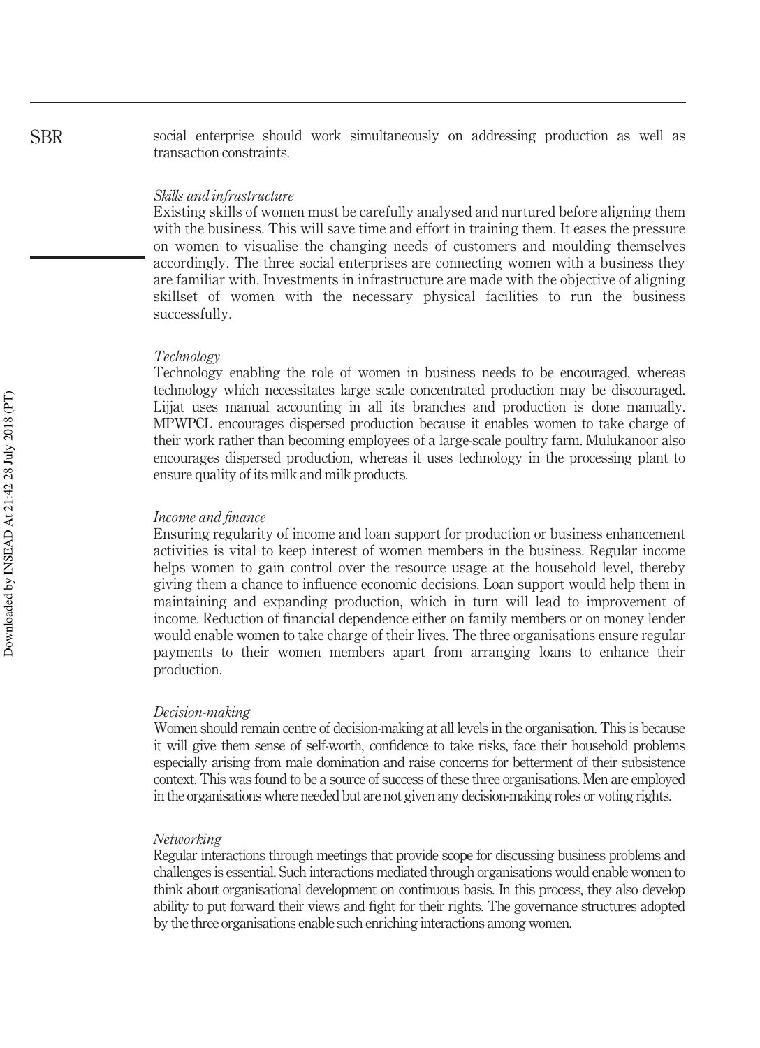social enterprise should work simultaneously on addressing production as well as transaction constraints.

*Skills and infrastructure*

Existing skills of women must be carefully analysed and nurtured before aligning them with the business. This will save time and effort in training them. It eases the pressure on women to visualise the changing needs of customers and moulding themselves accordingly. The three social enterprises are connecting women with a business they are familiar with. Investments in infrastructure are made with the objective of aligning skillset of women with the necessary physical facilities to run the business successfully.

*Technology*

Technology enabling the role of women in business needs to be encouraged, whereas technology which necessitates large scale concentrated production may be discouraged. Lijjat uses manual accounting in all its branches and production is done manually. MPWPCL encourages dispersed production because it enables women to take charge of their work rather than becoming employees of a large-scale poultry farm. Mulukanoor also encourages dispersed production, whereas it uses technology in the processing plant to ensure quality of its milk and milk products.

*Income and finance*

Ensuring regularity of income and loan support for production or business enhancement activities is vital to keep interest of women members in the business. Regular income helps women to gain control over the resource usage at the household level, thereby giving them a chance to influence economic decisions. Loan support would help them in maintaining and expanding production, which in turn will lead to improvement of income. Reduction of financial dependence either on family members or on money lender would enable women to take charge of their lives. The three organisations ensure regular payments to their women members apart from arranging loans to enhance their production.

*Decision-making*

Women should remain centre of decision-making at all levels in the organisation. This is because it will give them sense of self-worth, confidence to take risks, face their household problems especially arising from male domination and raise concerns for betterment of their subsistence context. This was found to be a source of success of these three organisations. Men are employed in the organisations where needed but are not given any decision-making roles or voting rights.

*Networking*

Regular interactions through meetings that provide scope for discussing business problems and challenges is essential. Such interactions mediated through organisations would enable women to think about organisational development on continuous basis. In this process, they also develop ability to put forward their views and fight for their rights. The governance structures adopted by the three organisations enable such enriching interactions among women.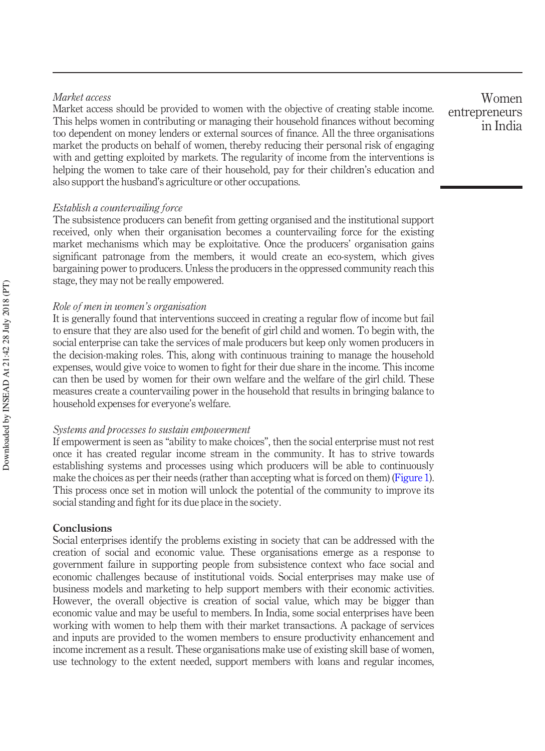*Market access*

Market access should be provided to women with the objective of creating stable income. This helps women in contributing or managing their household finances without becoming too dependent on money lenders or external sources of finance. All the three organisations market the products on behalf of women, thereby reducing their personal risk of engaging with and getting exploited by markets. The regularity of income from the interventions is helping the women to take care of their household, pay for their children's education and also support the husband's agriculture or other occupations.

*Establish a countervailing force*

The subsistence producers can benefit from getting organised and the institutional support received, only when their organisation becomes a countervailing force for the existing market mechanisms which may be exploitative. Once the producers' organisation gains significant patronage from the members, it would create an eco-system, which gives bargaining power to producers. Unless the producers in the oppressed community reach this stage, they may not be really empowered.

*Role of men in women's organisation*

It is generally found that interventions succeed in creating a regular flow of income but fail to ensure that they are also used for the benefit of girl child and women. To begin with, the social enterprise can take the services of male producers but keep only women producers in the decision-making roles. This, along with continuous training to manage the household expenses, would give voice to women to fight for their due share in the income. This income can then be used by women for their own welfare and the welfare of the girl child. These measures create a countervailing power in the household that results in bringing balance to household expenses for everyone's welfare.

*Systems and processes to sustain empowerment*

If empowerment is seen as "ability to make choices", then the social enterprise must not rest once it has created regular income stream in the community. It has to strive towards establishing systems and processes using which producers will be able to continuously make the choices as per their needs (rather than accepting what is forced on them) (Figure 1). This process once set in motion will unlock the potential of the community to improve its social standing and fight for its due place in the society.

## Conclusions

Social enterprises identify the problems existing in society that can be addressed with the creation of social and economic value. These organisations emerge as a response to government failure in supporting people from subsistence context who face social and economic challenges because of institutional voids. Social enterprises may make use of business models and marketing to help support members with their economic activities. However, the overall objective is creation of social value, which may be bigger than economic value and may be useful to members. In India, some social enterprises have been working with women to help them with their market transactions. A package of services and inputs are provided to the women members to ensure productivity enhancement and income increment as a result. These organisations make use of existing skill base of women, use technology to the extent needed, support members with loans and regular incomes,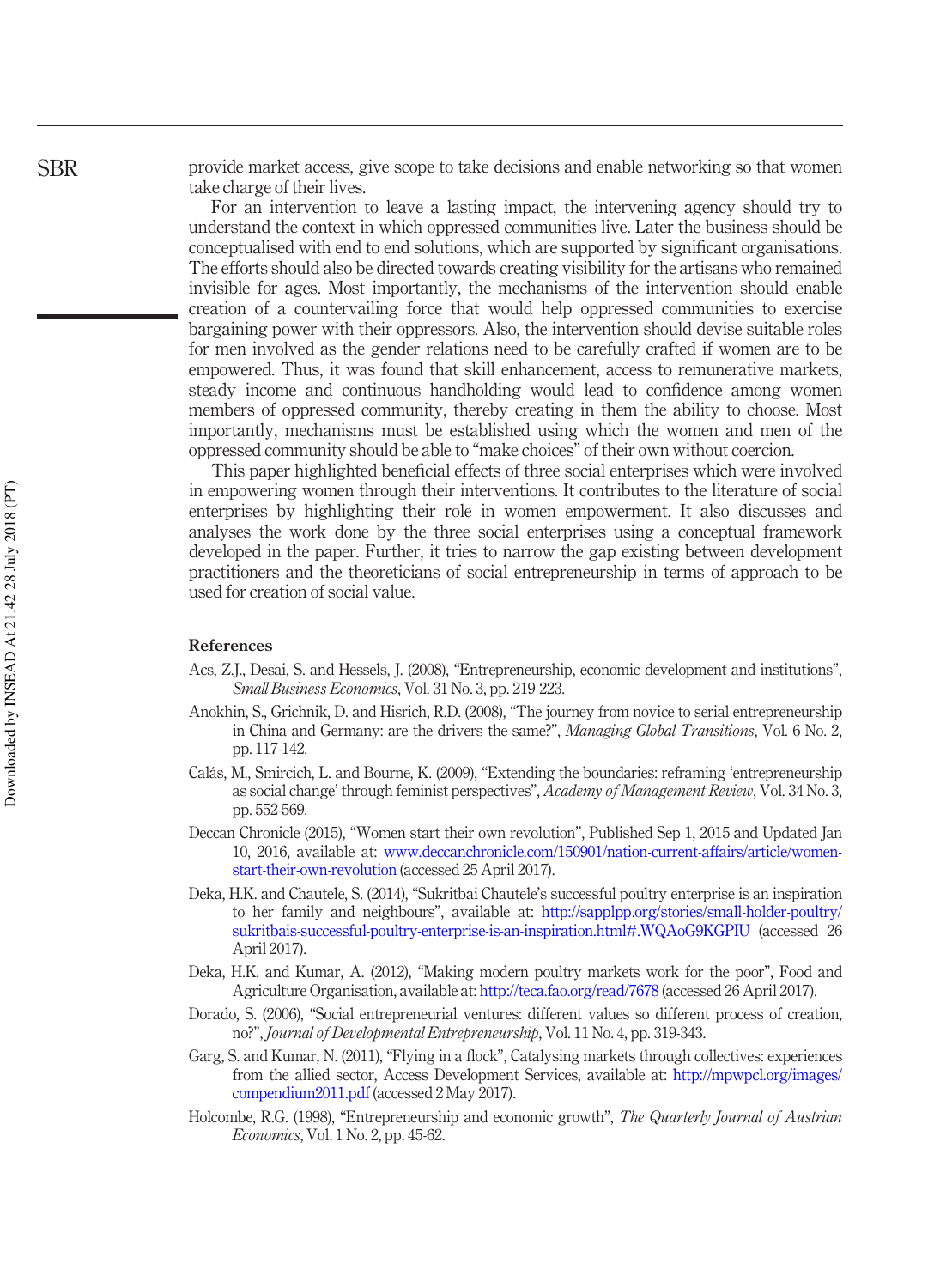provide market access, give scope to take decisions and enable networking so that women take charge of their lives.

For an intervention to leave a lasting impact, the intervening agency should try to understand the context in which oppressed communities live. Later the business should be conceptualised with end to end solutions, which are supported by significant organisations. The efforts should also be directed towards creating visibility for the artisans who remained invisible for ages. Most importantly, the mechanisms of the intervention should enable creation of a countervailing force that would help oppressed communities to exercise bargaining power with their oppressors. Also, the intervention should devise suitable roles for men involved as the gender relations need to be carefully crafted if women are to be empowered. Thus, it was found that skill enhancement, access to remunerative markets, steady income and continuous handholding would lead to confidence among women members of oppressed community, thereby creating in them the ability to choose. Most importantly, mechanisms must be established using which the women and men of the oppressed community should be able to "make choices" of their own without coercion.

This paper highlighted beneficial effects of three social enterprises which were involved in empowering women through their interventions. It contributes to the literature of social enterprises by highlighting their role in women empowerment. It also discusses and analyses the work done by the three social enterprises using a conceptual framework developed in the paper. Further, it tries to narrow the gap existing between development practitioners and the theoreticians of social entrepreneurship in terms of approach to be used for creation of social value.

## References

Acs, Z.J., Desai, S. and Hessels, J. (2008), "Entrepreneurship, economic development and institutions", *Small Business Economics*, Vol. 31 No. 3, pp. 219-223.

Anokhin, S., Grichnik, D. and Hisrich, R.D. (2008), "The journey from novice to serial entrepreneurship in China and Germany: are the drivers the same?", *Managing Global Transitions*, Vol. 6 No. 2, pp. 117-142.

Calás, M., Smircich, L. and Bourne, K. (2009), "Extending the boundaries: reframing 'entrepreneurship as social change' through feminist perspectives", *Academy of Management Review*, Vol. 34 No. 3, pp. 552-569.

Deccan Chronicle (2015), "Women start their own revolution", Published Sep 1, 2015 and Updated Jan 10, 2016, available at: www.deccanchronicle.com/150901/nation-current-affairs/article/women-start-their-own-revolution (accessed 25 April 2017).

Deka, H.K. and Chautele, S. (2014), "Sukritbai Chautele's successful poultry enterprise is an inspiration to her family and neighbours", available at: http://sapplpp.org/stories/small-holder-poultry/sukritbais-successful-poultry-enterprise-is-an-inspiration.html#.WQAoG9KGPIU (accessed 26 April 2017).

Deka, H.K. and Kumar, A. (2012), "Making modern poultry markets work for the poor", Food and Agriculture Organisation, available at: http://teca.fao.org/read/7678 (accessed 26 April 2017).

Dorado, S. (2006), "Social entrepreneurial ventures: different values so different process of creation, no?", *Journal of Developmental Entrepreneurship*, Vol. 11 No. 4, pp. 319-343.

Garg, S. and Kumar, N. (2011), "Flying in a flock", Catalysing markets through collectives: experiences from the allied sector, Access Development Services, available at: http://mpwpcl.org/images/compendium2011.pdf (accessed 2 May 2017).

Holcombe, R.G. (1998), "Entrepreneurship and economic growth", *The Quarterly Journal of Austrian Economics*, Vol. 1 No. 2, pp. 45-62.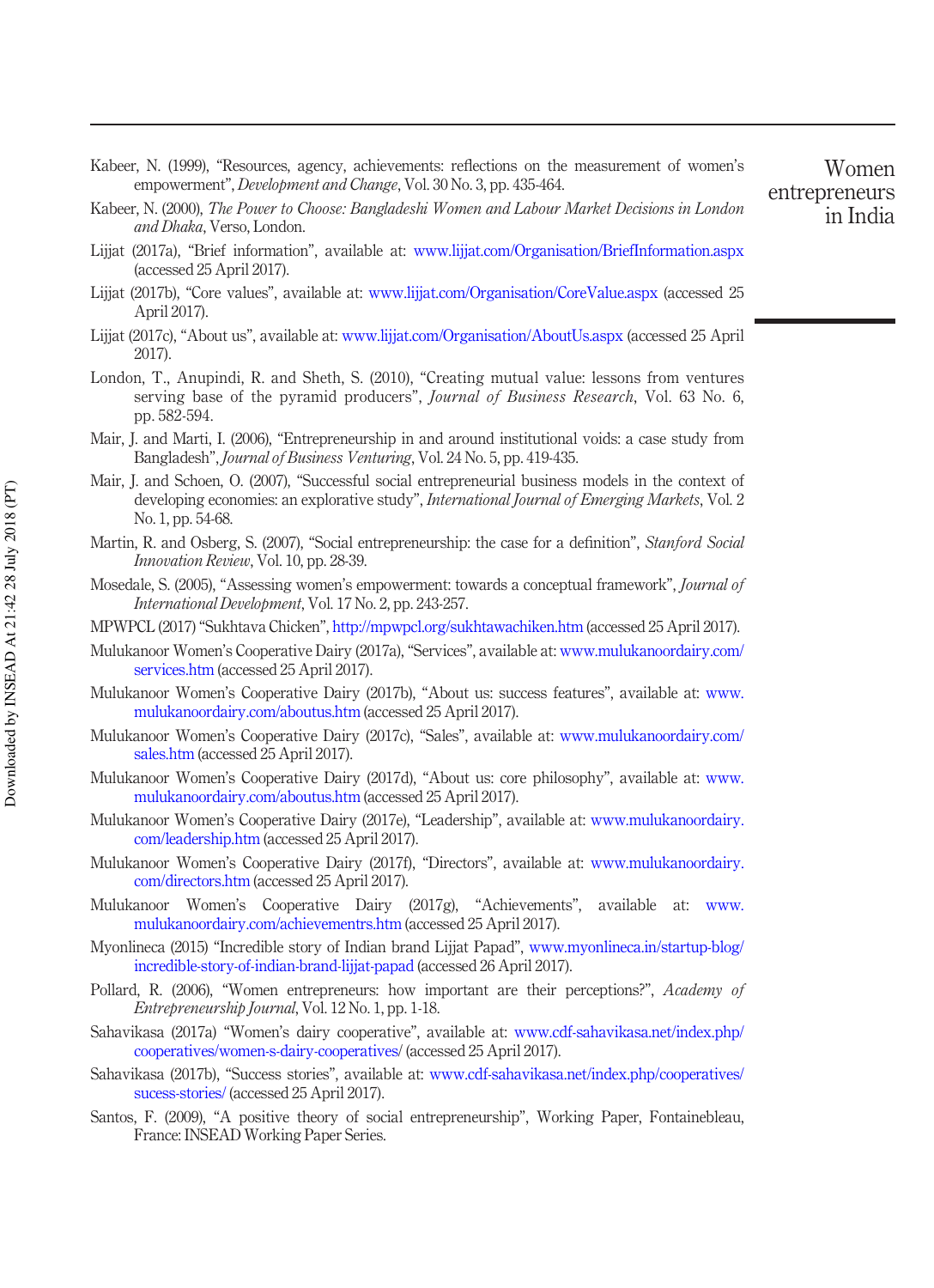Kabeer, N. (1999), "Resources, agency, achievements: reflections on the measurement of women's empowerment", *Development and Change*, Vol. 30 No. 3, pp. 435-464.

Kabeer, N. (2000), *The Power to Choose: Bangladeshi Women and Labour Market Decisions in London and Dhaka*, Verso, London.

Lijjat (2017a), "Brief information", available at: www.lijjat.com/Organisation/BriefInformation.aspx (accessed 25 April 2017).

Lijjat (2017b), "Core values", available at: www.lijjat.com/Organisation/CoreValue.aspx (accessed 25 April 2017).

Lijjat (2017c), "About us", available at: www.lijjat.com/Organisation/AboutUs.aspx (accessed 25 April 2017).

London, T., Anupindi, R. and Sheth, S. (2010), "Creating mutual value: lessons from ventures serving base of the pyramid producers", *Journal of Business Research*, Vol. 63 No. 6, pp. 582-594.

Mair, J. and Marti, I. (2006), "Entrepreneurship in and around institutional voids: a case study from Bangladesh", *Journal of Business Venturing*, Vol. 24 No. 5, pp. 419-435.

Mair, J. and Schoen, O. (2007), "Successful social entrepreneurial business models in the context of developing economies: an explorative study", *International Journal of Emerging Markets*, Vol. 2 No. 1, pp. 54-68.

Martin, R. and Osberg, S. (2007), "Social entrepreneurship: the case for a definition", *Stanford Social Innovation Review*, Vol. 10, pp. 28-39.

Mosedale, S. (2005), "Assessing women's empowerment: towards a conceptual framework", *Journal of International Development*, Vol. 17 No. 2, pp. 243-257.

MPWPCL (2017) "Sukhtava Chicken", http://mpwpcl.org/sukhtawachiken.htm (accessed 25 April 2017).

Mulukanoor Women's Cooperative Dairy (2017a), "Services", available at: www.mulukanoordairy.com/services.htm (accessed 25 April 2017).

Mulukanoor Women's Cooperative Dairy (2017b), "About us: success features", available at: www.mulukanoordairy.com/aboutus.htm (accessed 25 April 2017).

Mulukanoor Women's Cooperative Dairy (2017c), "Sales", available at: www.mulukanoordairy.com/sales.htm (accessed 25 April 2017).

Mulukanoor Women's Cooperative Dairy (2017d), "About us: core philosophy", available at: www.mulukanoordairy.com/aboutus.htm (accessed 25 April 2017).

Mulukanoor Women's Cooperative Dairy (2017e), "Leadership", available at: www.mulukanoordairy.com/leadership.htm (accessed 25 April 2017).

Mulukanoor Women's Cooperative Dairy (2017f), "Directors", available at: www.mulukanoordairy.com/directors.htm (accessed 25 April 2017).

Mulukanoor Women's Cooperative Dairy (2017g), "Achievements", available at: www.mulukanoordairy.com/achievementrs.htm (accessed 25 April 2017).

Myonlineca (2015) "Incredible story of Indian brand Lijjat Papad", www.myonlineca.in/startup-blog/incredible-story-of-indian-brand-lijjat-papad (accessed 26 April 2017).

Pollard, R. (2006), "Women entrepreneurs: how important are their perceptions?", *Academy of Entrepreneurship Journal*, Vol. 12 No. 1, pp. 1-18.

Sahavikasa (2017a) "Women's dairy cooperative", available at: www.cdf-sahavikasa.net/index.php/cooperatives/women-s-dairy-cooperatives/ (accessed 25 April 2017).

Sahavikasa (2017b), "Success stories", available at: www.cdf-sahavikasa.net/index.php/cooperatives/sucess-stories/ (accessed 25 April 2017).

Santos, F. (2009), "A positive theory of social entrepreneurship", Working Paper, Fontainebleau, France: INSEAD Working Paper Series.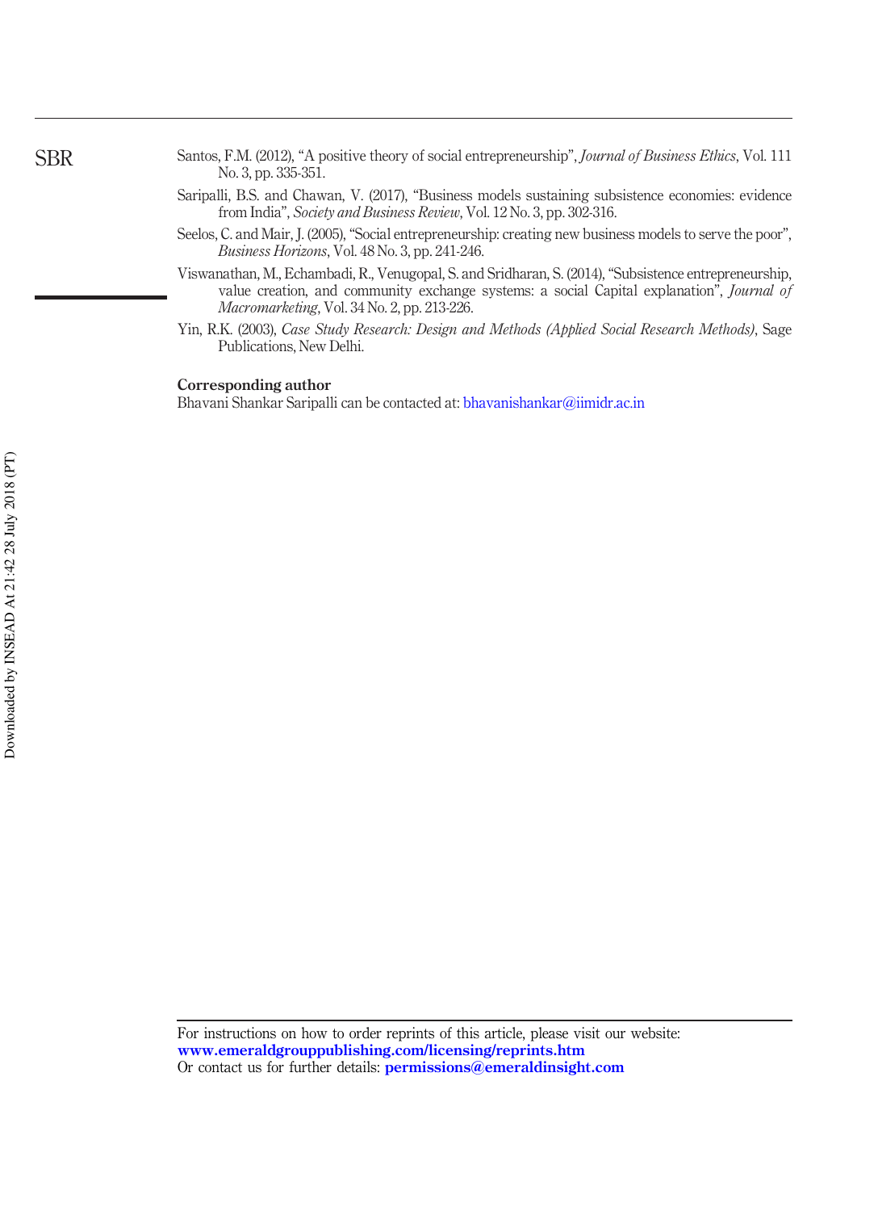Santos, F.M. (2012), "A positive theory of social entrepreneurship", *Journal of Business Ethics*, Vol. 111 No. 3, pp. 335-351.

Saripalli, B.S. and Chawan, V. (2017), "Business models sustaining subsistence economies: evidence from India", *Society and Business Review*, Vol. 12 No. 3, pp. 302-316.

Seelos, C. and Mair, J. (2005), "Social entrepreneurship: creating new business models to serve the poor", *Business Horizons*, Vol. 48 No. 3, pp. 241-246.

Viswanathan, M., Echambadi, R., Venugopal, S. and Sridharan, S. (2014), "Subsistence entrepreneurship, value creation, and community exchange systems: a social Capital explanation", *Journal of Macromarketing*, Vol. 34 No. 2, pp. 213-226.

Yin, R.K. (2003), *Case Study Research: Design and Methods (Applied Social Research Methods)*, Sage Publications, New Delhi.

**Corresponding author**

Bhavani Shankar Saripalli can be contacted at: bhavanishankar@iimidr.ac.in

For instructions on how to order reprints of this article, please visit our website:
**www.emeraldgrouppublishing.com/licensing/reprints.htm**
Or contact us for further details: **permissions@emeraldinsight.com**